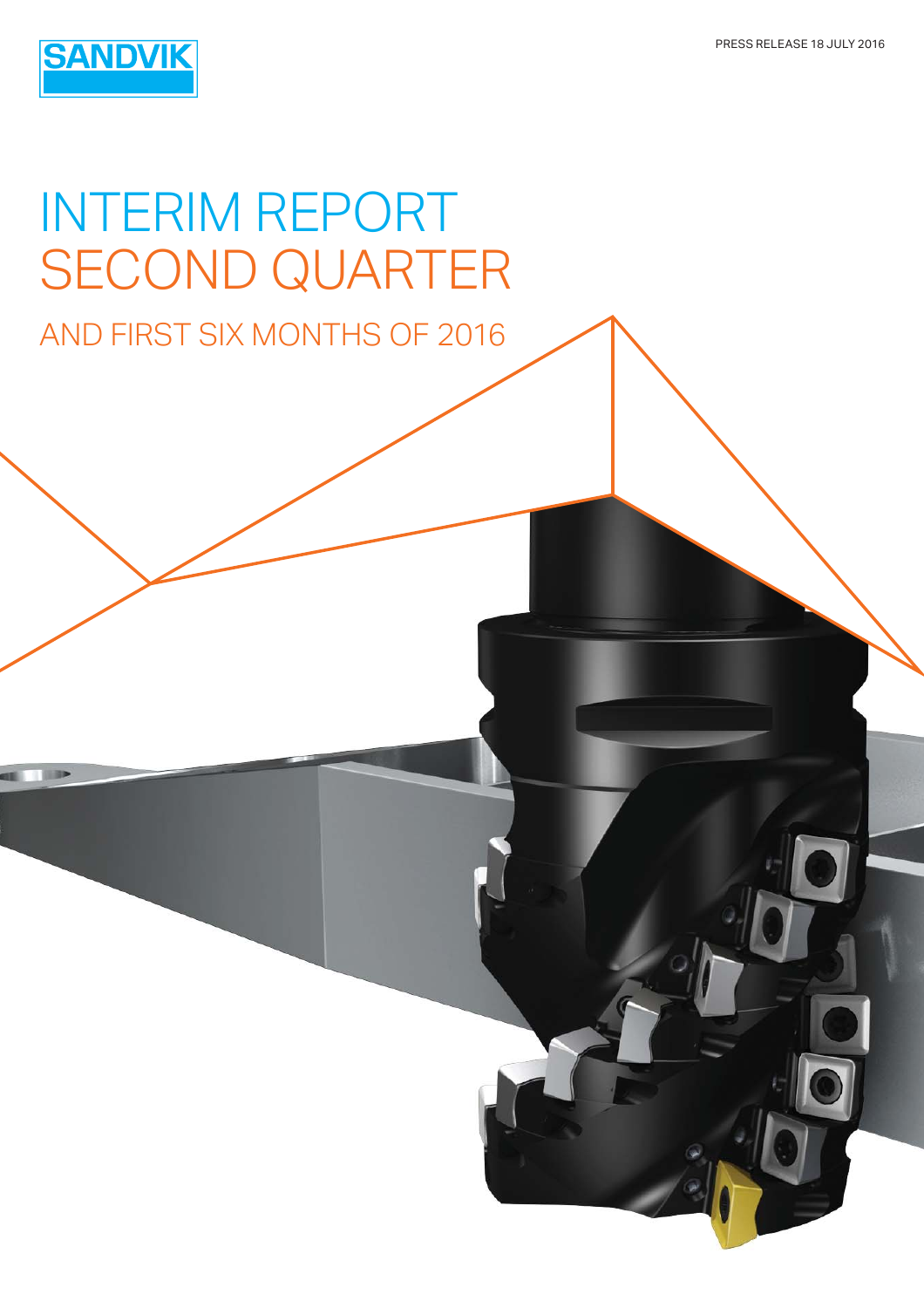SANDVIK

PRESS RELEASE 18 JULY 2016

# INTERIM REPORT SECOND QUARTER

## AND FIRST SIX MONTHS OF 2016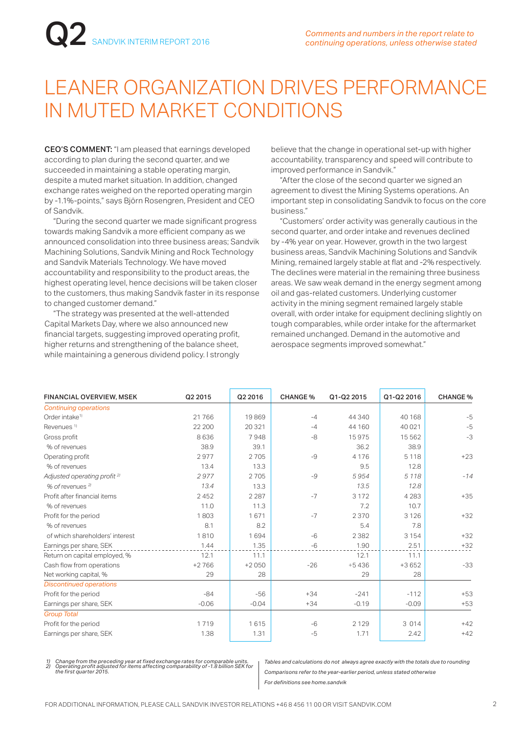# LEANER ORGANIZATION DRIVES PERFORMANCE IN MUTED MARKET CONDITIONS

*Comments and numbers in the report relate to continuing operations, unless otherwise stated*

**CEO'S COMMENT:** "I am pleased that earnings developed according to plan during the second quarter, and we succeeded in maintaining a stable operating margin, despite a muted market situation. In addition, changed exchange rates weighed on the reported operating margin by -1.1%-points," says Björn Rosengren, President and CEO of Sandvik.

"During the second quarter we made significant progress towards making Sandvik a more efficient company as we announced consolidation into three business areas; Sandvik Machining Solutions, Sandvik Mining and Rock Technology and Sandvik Materials Technology. We have moved accountability and responsibility to the product areas, the highest operating level, hence decisions will be taken closer to the customers, thus making Sandvik faster in its response to changed customer demand."

"The strategy was presented at the well-attended Capital Markets Day, where we also announced new financial targets, suggesting improved operating profit, higher returns and strengthening of the balance sheet, while maintaining a generous dividend policy. I strongly believe that the change in operational set-up with higher accountability, transparency and speed will contribute to improved performance in Sandvik."

"After the close of the second quarter we signed an agreement to divest the Mining Systems operations. An important step in consolidating Sandvik to focus on the core business."

"Customers' order activity was generally cautious in the second quarter, and order intake and revenues declined by -4% year on year. However, growth in the two largest business areas, Sandvik Machining Solutions and Sandvik Mining, remained largely stable at flat and -2% respectively. The declines were material in the remaining three business areas. We saw weak demand in the energy segment among oil and gas-related customers. Underlying customer activity in the mining segment remained largely stable overall, with order intake for equipment declining slightly on tough comparables, while order intake for the aftermarket remained unchanged. Demand in the automotive and aerospace segments improved somewhat."

| FINANCIAL OVERVIEW, MSEK | Q2 2015 | Q2 2016 | CHANGE % | Q1-Q2 2015 | Q1-Q2 2016 | CHANGE % |
|---|---|---|---|---|---|---|
| *Continuing operations* | | | | | | |
| Order intake[1] | 21 766 | 19 869 | -4 | 44 340 | 40 168 | -5 |
| Revenues[1] | 22 200 | 20 321 | -4 | 44 160 | 40 021 | -5 |
| Gross profit | 8 636 | 7 948 | -8 | 15 975 | 15 562 | -3 |
| % of revenues | 38.9 | 39.1 | | 36.2 | 38.9 | |
| Operating profit | 2 977 | 2 705 | -9 | 4 176 | 5 118 | +23 |
| % of revenues | 13.4 | 13.3 | | 9.5 | 12.8 | |
| *Adjusted operating profit[2]* | *2 977* | 2 705 | *-9* | *5 954* | *5 118* | *-14* |
| *% of revenues[2]* | *13.4* | 13.3 | | *13.5* | *12.8* | |
| Profit after financial items | 2 452 | 2 287 | -7 | 3 172 | 4 283 | +35 |
| % of revenues | 11.0 | 11.3 | | 7.2 | 10.7 | |
| Profit for the period | 1 803 | 1 671 | -7 | 2 370 | 3 126 | +32 |
| % of revenues | 8.1 | 8.2 | | 5.4 | 7.8 | |
| of which shareholders' interest | 1 810 | 1 694 | -6 | 2 382 | 3 154 | +32 |
| Earnings per share, SEK | 1.44 | 1.35 | -6 | 1.90 | 2.51 | +32 |
| Return on capital employed, % | 12.1 | 11.1 | | 12.1 | 11.1 | |
| Cash flow from operations | +2 766 | +2 050 | -26 | +5 436 | +3 652 | -33 |
| Net working capital, % | 29 | 28 | | 29 | 28 | |
| *Discontinued operations* | | | | | | |
| Profit for the period | -84 | -56 | +34 | -241 | -112 | +53 |
| Earnings per share, SEK | -0.06 | -0.04 | +34 | -0.19 | -0.09 | +53 |
| *Group Total* | | | | | | |
| Profit for the period | 1 719 | 1 615 | -6 | 2 129 | 3 014 | +42 |
| Earnings per share, SEK | 1.38 | 1.31 | -5 | 1.71 | 2.42 | +42 |

*1) Change from the preceding year at fixed exchange rates for comparable units.*
*2) Operating profit adjusted for items affecting comparability of -1.8 billion SEK for the first quarter 2015.*

*Tables and calculations do not always agree exactly with the totals due to rounding*

*Comparisons refer to the year-earlier period, unless stated otherwise*

*For definitions see home.sandvik*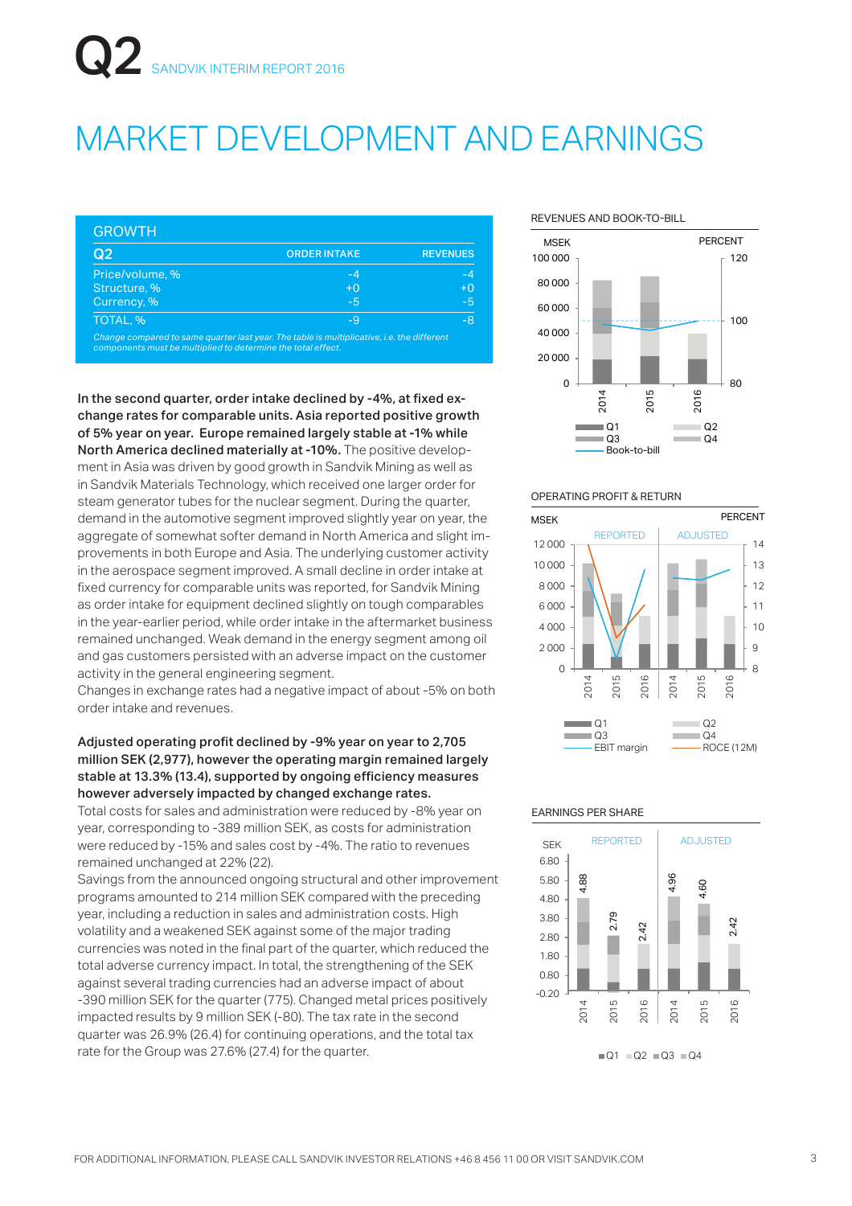# MARKET DEVELOPMENT AND EARNINGS

| GROWTH Q2 | ORDER INTAKE | REVENUES |
|---|---|---|
| Price/volume, % | -4 | -4 |
| Structure, % | +0 | +0 |
| Currency, % | -5 | -5 |
| TOTAL, % | -9 | -8 |

*Change compared to same quarter last year. The table is multiplicative, i.e. the different components must be multiplied to determine the total effect.*

**In the second quarter, order intake declined by -4%, at fixed exchange rates for comparable units. Asia reported positive growth of 5% year on year. Europe remained largely stable at -1% while North America declined materially at -10%.** The positive development in Asia was driven by good growth in Sandvik Mining as well as in Sandvik Materials Technology, which received one larger order for steam generator tubes for the nuclear segment. During the quarter, demand in the automotive segment improved slightly year on year, the aggregate of somewhat softer demand in North America and slight improvements in both Europe and Asia. The underlying customer activity in the aerospace segment improved. A small decline in order intake at fixed currency for comparable units was reported, for Sandvik Mining as order intake for equipment declined slightly on tough comparables in the year-earlier period, while order intake in the aftermarket business remained unchanged. Weak demand in the energy segment among oil and gas customers persisted with an adverse impact on the customer activity in the general engineering segment.

Changes in exchange rates had a negative impact of about -5% on both order intake and revenues.

**Adjusted operating profit declined by -9% year on year to 2,705 million SEK (2,977), however the operating margin remained largely stable at 13.3% (13.4), supported by ongoing efficiency measures however adversely impacted by changed exchange rates.**

Total costs for sales and administration were reduced by -8% year on year, corresponding to -389 million SEK, as costs for administration were reduced by -15% and sales cost by -4%. The ratio to revenues remained unchanged at 22% (22).

Savings from the announced ongoing structural and other improvement programs amounted to 214 million SEK compared with the preceding year, including a reduction in sales and administration costs. High volatility and a weakened SEK against some of the major trading currencies was noted in the final part of the quarter, which reduced the total adverse currency impact. In total, the strengthening of the SEK against several trading currencies had an adverse impact of about -390 million SEK for the quarter (775). Changed metal prices positively impacted results by 9 million SEK (-80). The tax rate in the second quarter was 26.9% (26.4) for continuing operations, and the total tax rate for the Group was 27.6% (27.4) for the quarter.

REVENUES AND BOOK-TO-BILL

OPERATING PROFIT & RETURN

EARNINGS PER SHARE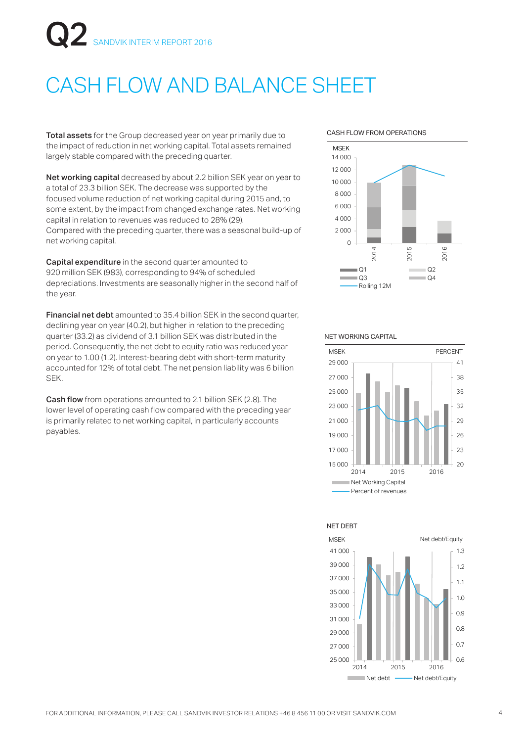# CASH FLOW AND BALANCE SHEET

**Total assets** for the Group decreased year on year primarily due to the impact of reduction in net working capital. Total assets remained largely stable compared with the preceding quarter.

**Net working capital** decreased by about 2.2 billion SEK year on year to a total of 23.3 billion SEK. The decrease was supported by the focused volume reduction of net working capital during 2015 and, to some extent, by the impact from changed exchange rates. Net working capital in relation to revenues was reduced to 28% (29). Compared with the preceding quarter, there was a seasonal build-up of net working capital.

**Capital expenditure** in the second quarter amounted to 920 million SEK (983), corresponding to 94% of scheduled depreciations. Investments are seasonally higher in the second half of the year.

**Financial net debt** amounted to 35.4 billion SEK in the second quarter, declining year on year (40.2), but higher in relation to the preceding quarter (33.2) as dividend of 3.1 billion SEK was distributed in the period. Consequently, the net debt to equity ratio was reduced year on year to 1.00 (1.2). Interest-bearing debt with short-term maturity accounted for 12% of total debt. The net pension liability was 6 billion SEK.

**Cash flow** from operations amounted to 2.1 billion SEK (2.8). The lower level of operating cash flow compared with the preceding year is primarily related to net working capital, in particularly accounts payables.

CASH FLOW FROM OPERATIONS

NET WORKING CAPITAL

NET DEBT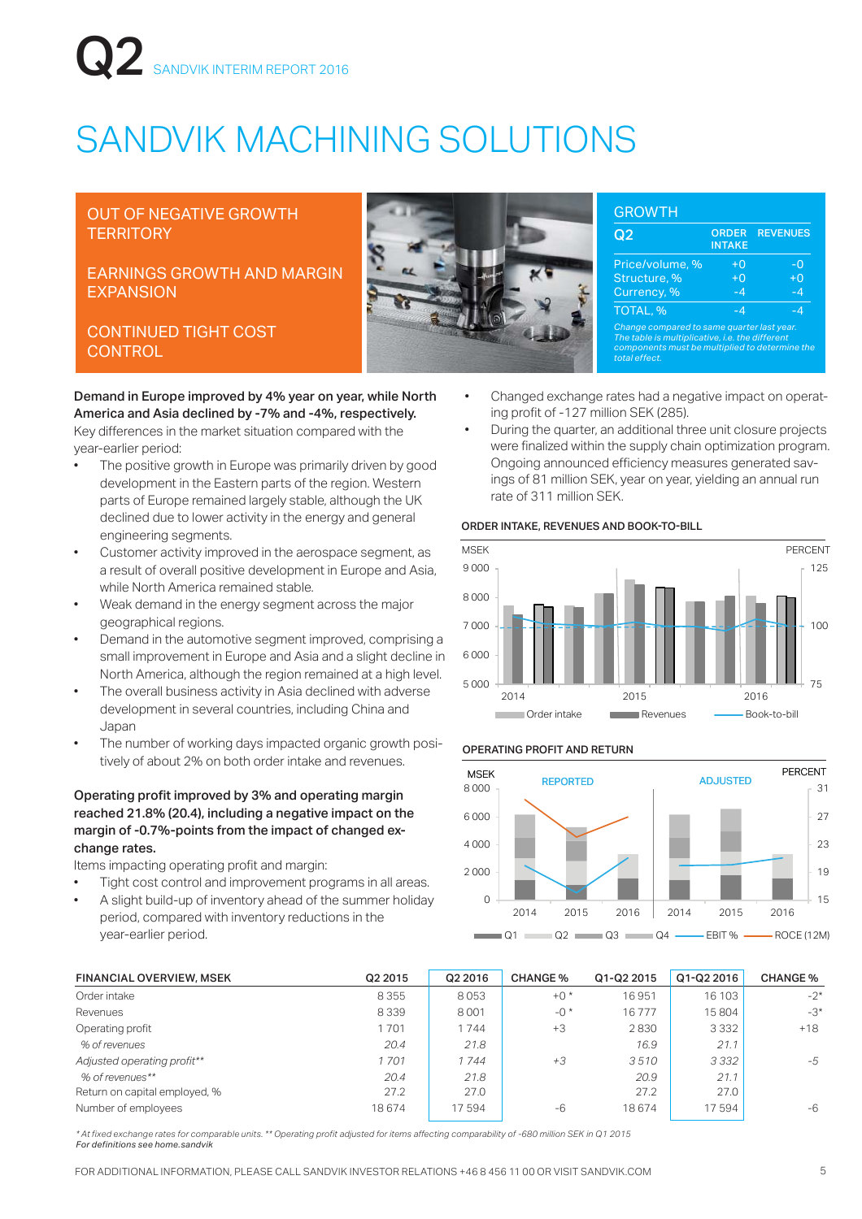# SANDVIK MACHINING SOLUTIONS

OUT OF NEGATIVE GROWTH TERRITORY

EARNINGS GROWTH AND MARGIN EXPANSION

CONTINUED TIGHT COST CONTROL

## GROWTH

| Q2 | ORDER INTAKE | REVENUES |
|---|---|---|
| Price/volume, % | +0 | -0 |
| Structure, % | +0 | +0 |
| Currency, % | -4 | -4 |
| TOTAL, % | -4 | -4 |

*Change compared to same quarter last year. The table is multiplicative, i.e. the different components must be multiplied to determine the total effect.*

**Demand in Europe improved by 4% year on year, while North America and Asia declined by -7% and -4%, respectively.**

Key differences in the market situation compared with the year-earlier period:

- The positive growth in Europe was primarily driven by good development in the Eastern parts of the region. Western parts of Europe remained largely stable, although the UK declined due to lower activity in the energy and general engineering segments.
- Customer activity improved in the aerospace segment, as a result of overall positive development in Europe and Asia, while North America remained stable.
- Weak demand in the energy segment across the major geographical regions.
- Demand in the automotive segment improved, comprising a small improvement in Europe and Asia and a slight decline in North America, although the region remained at a high level.
- The overall business activity in Asia declined with adverse development in several countries, including China and Japan
- The number of working days impacted organic growth positively of about 2% on both order intake and revenues.

**Operating profit improved by 3% and operating margin reached 21.8% (20.4), including a negative impact on the margin of -0.7%-points from the impact of changed exchange rates.**

Items impacting operating profit and margin:

- Tight cost control and improvement programs in all areas.
- A slight build-up of inventory ahead of the summer holiday period, compared with inventory reductions in the year-earlier period.
- Changed exchange rates had a negative impact on operating profit of -127 million SEK (285).
- During the quarter, an additional three unit closure projects were finalized within the supply chain optimization program. Ongoing announced efficiency measures generated savings of 81 million SEK, year on year, yielding an annual run rate of 311 million SEK.

### ORDER INTAKE, REVENUES AND BOOK-TO-BILL

### OPERATING PROFIT AND RETURN

| FINANCIAL OVERVIEW, MSEK | Q2 2015 | Q2 2016 | CHANGE % | Q1-Q2 2015 | Q1-Q2 2016 | CHANGE % |
|---|---|---|---|---|---|---|
| Order intake | 8 355 | 8 053 | +0 * | 16 951 | 16 103 | -2* |
| Revenues | 8 339 | 8 001 | -0 * | 16 777 | 15 804 | -3* |
| Operating profit | 1 701 | 1 744 | +3 | 2 830 | 3 332 | +18 |
| *% of revenues* | *20.4* | *21.8* | | *16.9* | *21.1* | |
| *Adjusted operating profit*** | *1 701* | *1 744* | *+3* | *3 510* | *3 332* | *-5* |
| *% of revenues*** | *20.4* | *21.8* | | *20.9* | *21.1* | |
| Return on capital employed, % | 27.2 | 27.0 | | 27.2 | 27.0 | |
| Number of employees | 18 674 | 17 594 | -6 | 18 674 | 17 594 | -6 |

*\* At fixed exchange rates for comparable units. \*\* Operating profit adjusted for items affecting comparability of -680 million SEK in Q1 2015*
***For definitions see home.sandvik***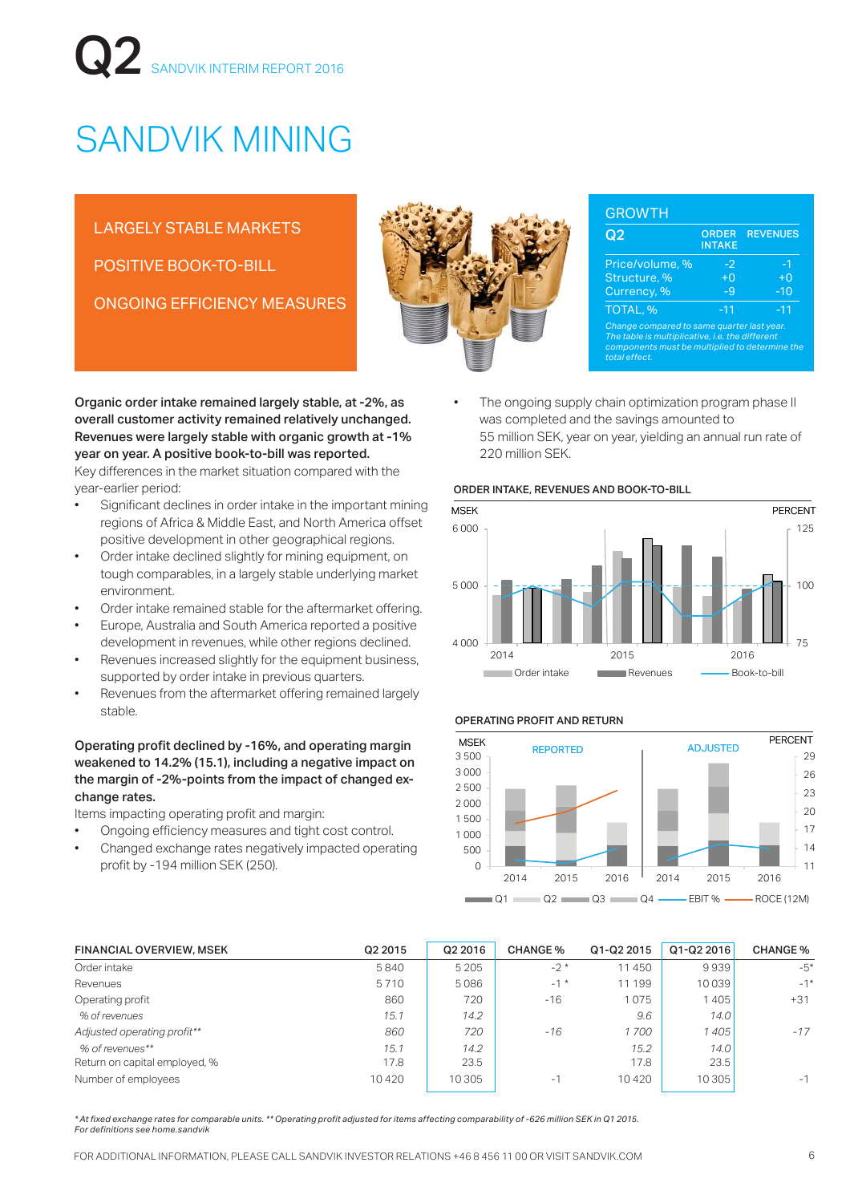# SANDVIK MINING

LARGELY STABLE MARKETS

POSITIVE BOOK-TO-BILL

ONGOING EFFICIENCY MEASURES

## GROWTH

| Q2 | ORDER INTAKE | REVENUES |
|---|---|---|
| Price/volume, % | -2 | -1 |
| Structure, % | +0 | +0 |
| Currency, % | -9 | -10 |
| TOTAL, % | -11 | -11 |

*Change compared to same quarter last year. The table is multiplicative, i.e. the different components must be multiplied to determine the total effect.*

**Organic order intake remained largely stable, at -2%, as overall customer activity remained relatively unchanged. Revenues were largely stable with organic growth at -1% year on year. A positive book-to-bill was reported.**

Key differences in the market situation compared with the year-earlier period:

- Significant declines in order intake in the important mining regions of Africa & Middle East, and North America offset positive development in other geographical regions.
- Order intake declined slightly for mining equipment, on tough comparables, in a largely stable underlying market environment.
- Order intake remained stable for the aftermarket offering.
- Europe, Australia and South America reported a positive development in revenues, while other regions declined.
- Revenues increased slightly for the equipment business, supported by order intake in previous quarters.
- Revenues from the aftermarket offering remained largely stable.

**Operating profit declined by -16%, and operating margin weakened to 14.2% (15.1), including a negative impact on the margin of -2%-points from the impact of changed exchange rates.**

Items impacting operating profit and margin:

- Ongoing efficiency measures and tight cost control.
- Changed exchange rates negatively impacted operating profit by -194 million SEK (250).
- The ongoing supply chain optimization program phase II was completed and the savings amounted to 55 million SEK, year on year, yielding an annual run rate of 220 million SEK.

**ORDER INTAKE, REVENUES AND BOOK-TO-BILL**

**OPERATING PROFIT AND RETURN**

| FINANCIAL OVERVIEW, MSEK | Q2 2015 | Q2 2016 | CHANGE % | Q1-Q2 2015 | Q1-Q2 2016 | CHANGE % |
|---|---|---|---|---|---|---|
| Order intake | 5 840 | 5 205 | -2 * | 11 450 | 9 939 | -5* |
| Revenues | 5 710 | 5 086 | -1 * | 11 199 | 10 039 | -1* |
| Operating profit | 860 | 720 | -16 | 1 075 | 1 405 | +31 |
| *% of revenues* | *15.1* | *14.2* | | *9.6* | *14.0* | |
| *Adjusted operating profit\*\** | *860* | *720* | *-16* | *1 700* | *1 405* | *-17* |
| *% of revenues\*\** | *15.1* | *14.2* | | *15.2* | *14.0* | |
| Return on capital employed, % | 17.8 | 23.5 | | 17.8 | 23.5 | |
| Number of employees | 10 420 | 10 305 | -1 | 10 420 | 10 305 | -1 |

*\* At fixed exchange rates for comparable units. \*\* Operating profit adjusted for items affecting comparability of -626 million SEK in Q1 2015. For definitions see home.sandvik*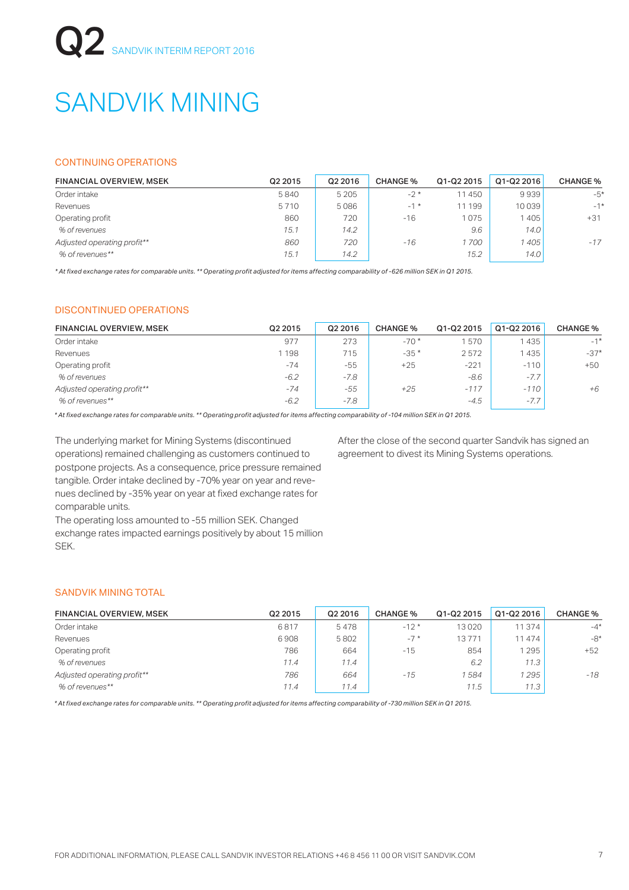# SANDVIK MINING

## CONTINUING OPERATIONS

| FINANCIAL OVERVIEW, MSEK | Q2 2015 | Q2 2016 | CHANGE % | Q1-Q2 2015 | Q1-Q2 2016 | CHANGE % |
|---|---|---|---|---|---|---|
| Order intake | 5 840 | 5 205 | -2 * | 11 450 | 9 939 | -5* |
| Revenues | 5 710 | 5 086 | -1 * | 11 199 | 10 039 | -1* |
| Operating profit | 860 | 720 | -16 | 1 075 | 1 405 | +31 |
| *% of revenues* | *15.1* | *14.2* | | *9.6* | *14.0* | |
| *Adjusted operating profit\*\** | *860* | *720* | *-16* | *1 700* | *1 405* | *-17* |
| *% of revenues\*\** | *15.1* | *14.2* | | *15.2* | *14.0* | |

*\* At fixed exchange rates for comparable units. \*\* Operating profit adjusted for items affecting comparability of -626 million SEK in Q1 2015.*

## DISCONTINUED OPERATIONS

| FINANCIAL OVERVIEW, MSEK | Q2 2015 | Q2 2016 | CHANGE % | Q1-Q2 2015 | Q1-Q2 2016 | CHANGE % |
|---|---|---|---|---|---|---|
| Order intake | 977 | 273 | -70 * | 1 570 | 1 435 | -1* |
| Revenues | 1 198 | 715 | -35 * | 2 572 | 1 435 | -37* |
| Operating profit | -74 | -55 | +25 | -221 | -110 | +50 |
| *% of revenues* | *-6.2* | *-7.8* | | *-8.6* | *-7.7* | |
| *Adjusted operating profit\*\** | *-74* | *-55* | *+25* | *-117* | *-110* | *+6* |
| *% of revenues\*\** | *-6.2* | *-7.8* | | *-4.5* | *-7.7* | |

*\* At fixed exchange rates for comparable units. \*\* Operating profit adjusted for items affecting comparability of -104 million SEK in Q1 2015.*

The underlying market for Mining Systems (discontinued operations) remained challenging as customers continued to postpone projects. As a consequence, price pressure remained tangible. Order intake declined by -70% year on year and revenues declined by -35% year on year at fixed exchange rates for comparable units.

The operating loss amounted to -55 million SEK. Changed exchange rates impacted earnings positively by about 15 million SEK.

After the close of the second quarter Sandvik has signed an agreement to divest its Mining Systems operations.

## SANDVIK MINING TOTAL

| FINANCIAL OVERVIEW, MSEK | Q2 2015 | Q2 2016 | CHANGE % | Q1-Q2 2015 | Q1-Q2 2016 | CHANGE % |
|---|---|---|---|---|---|---|
| Order intake | 6 817 | 5 478 | -12 * | 13 020 | 11 374 | -4* |
| Revenues | 6 908 | 5 802 | -7 * | 13 771 | 11 474 | -8* |
| Operating profit | 786 | 664 | -15 | 854 | 1 295 | +52 |
| *% of revenues* | *11.4* | *11.4* | | *6.2* | *11.3* | |
| *Adjusted operating profit\*\** | *786* | *664* | *-15* | *1 584* | *1 295* | *-18* |
| *% of revenues\*\** | *11.4* | *11.4* | | *11.5* | *11.3* | |

*\* At fixed exchange rates for comparable units. \*\* Operating profit adjusted for items affecting comparability of -730 million SEK in Q1 2015.*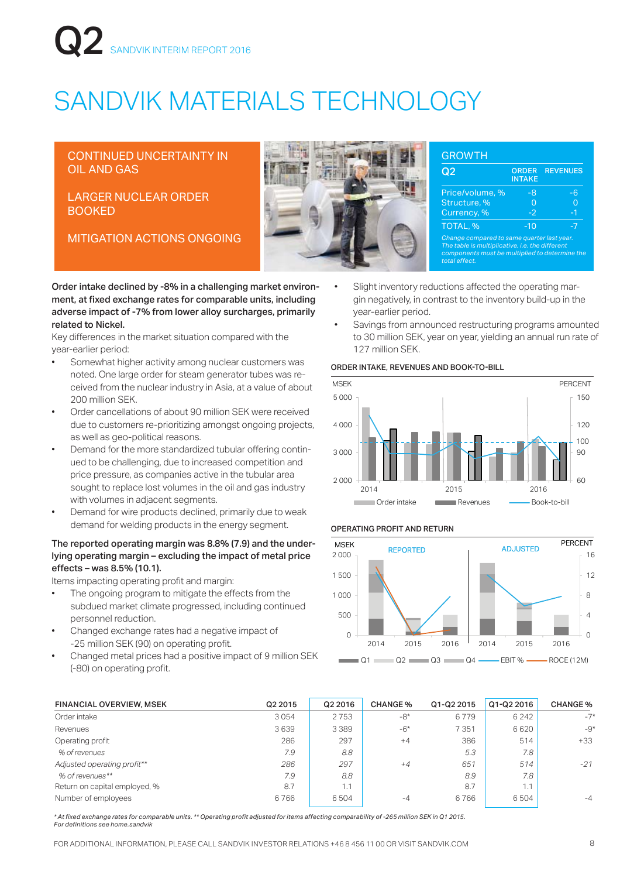# SANDVIK MATERIALS TECHNOLOGY

CONTINUED UNCERTAINTY IN OIL AND GAS

LARGER NUCLEAR ORDER BOOKED

MITIGATION ACTIONS ONGOING

## GROWTH

| Q2 | ORDER INTAKE | REVENUES |
|---|---|---|
| Price/volume, % | -8 | -6 |
| Structure, % | 0 | 0 |
| Currency, % | -2 | -1 |
| TOTAL, % | -10 | -7 |

*Change compared to same quarter last year. The table is multiplicative, i.e. the different components must be multiplied to determine the total effect.*

**Order intake declined by -8% in a challenging market environment, at fixed exchange rates for comparable units, including adverse impact of -7% from lower alloy surcharges, primarily related to Nickel.**

Key differences in the market situation compared with the year-earlier period:

- Somewhat higher activity among nuclear customers was noted. One large order for steam generator tubes was received from the nuclear industry in Asia, at a value of about 200 million SEK.
- Order cancellations of about 90 million SEK were received due to customers re-prioritizing amongst ongoing projects, as well as geo-political reasons.
- Demand for the more standardized tubular offering continued to be challenging, due to increased competition and price pressure, as companies active in the tubular area sought to replace lost volumes in the oil and gas industry with volumes in adjacent segments.
- Demand for wire products declined, primarily due to weak demand for welding products in the energy segment.

**The reported operating margin was 8.8% (7.9) and the underlying operating margin – excluding the impact of metal price effects – was 8.5% (10.1).**

Items impacting operating profit and margin:

- The ongoing program to mitigate the effects from the subdued market climate progressed, including continued personnel reduction.
- Changed exchange rates had a negative impact of -25 million SEK (90) on operating profit.
- Changed metal prices had a positive impact of 9 million SEK (-80) on operating profit.
- Slight inventory reductions affected the operating margin negatively, in contrast to the inventory build-up in the year-earlier period.
- Savings from announced restructuring programs amounted to 30 million SEK, year on year, yielding an annual run rate of 127 million SEK.

**ORDER INTAKE, REVENUES AND BOOK-TO-BILL**

**OPERATING PROFIT AND RETURN**

| FINANCIAL OVERVIEW, MSEK | Q2 2015 | Q2 2016 | CHANGE % | Q1-Q2 2015 | Q1-Q2 2016 | CHANGE % |
|---|---|---|---|---|---|---|
| Order intake | 3 054 | 2 753 | -8* | 6 779 | 6 242 | -7* |
| Revenues | 3 639 | 3 389 | -6* | 7 351 | 6 620 | -9* |
| Operating profit | 286 | 297 | +4 | 386 | 514 | +33 |
| *% of revenues* | *7.9* | *8.8* | | *5.3* | *7.8* | |
| *Adjusted operating profit\*\** | *286* | *297* | *+4* | *651* | *514* | *-21* |
| *% of revenues\*\** | *7.9* | *8.8* | | *8.9* | *7.8* | |
| Return on capital employed, % | 8.7 | 1.1 | | 8.7 | 1.1 | |
| Number of employees | 6 766 | 6 504 | -4 | 6 766 | 6 504 | -4 |

*\* At fixed exchange rates for comparable units. \*\* Operating profit adjusted for items affecting comparability of -265 million SEK in Q1 2015. For definitions see home.sandvik*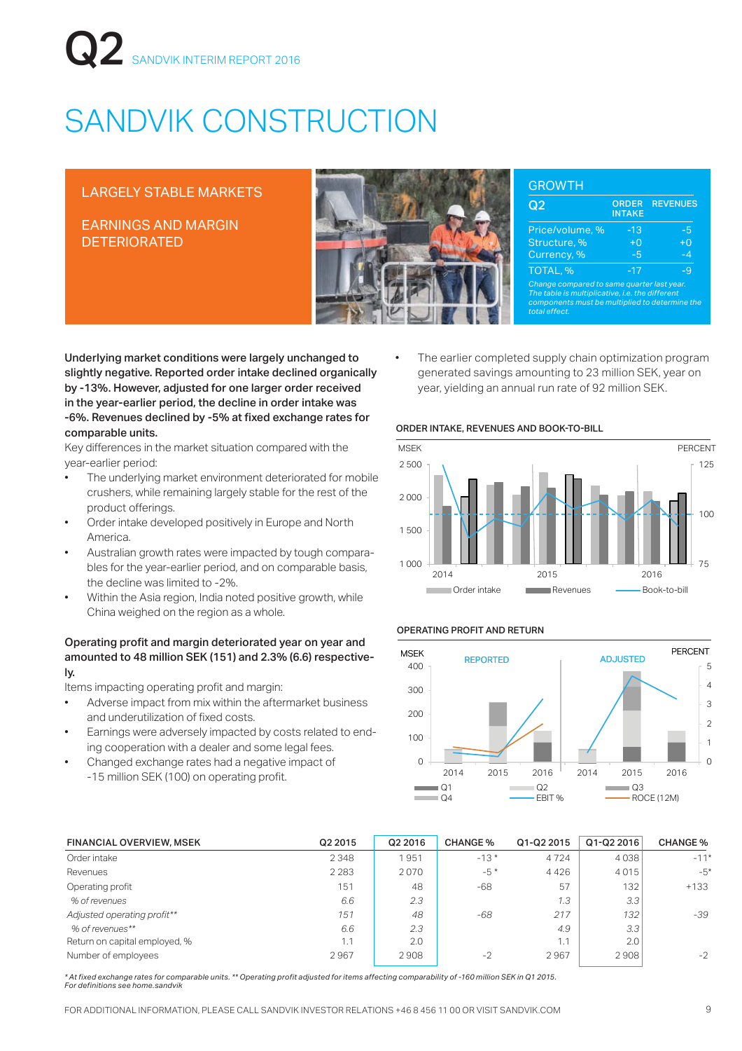# SANDVIK CONSTRUCTION

LARGELY STABLE MARKETS

EARNINGS AND MARGIN DETERIORATED

## GROWTH

| Q2 | ORDER INTAKE | REVENUES |
|---|---|---|
| Price/volume, % | -13 | -5 |
| Structure, % | +0 | +0 |
| Currency, % | -5 | -4 |
| TOTAL, % | -17 | -9 |

*Change compared to same quarter last year. The table is multiplicative, i.e. the different components must be multiplied to determine the total effect.*

**Underlying market conditions were largely unchanged to slightly negative. Reported order intake declined organically by -13%. However, adjusted for one larger order received in the year-earlier period, the decline in order intake was -6%. Revenues declined by -5% at fixed exchange rates for comparable units.**

Key differences in the market situation compared with the year-earlier period:

- The underlying market environment deteriorated for mobile crushers, while remaining largely stable for the rest of the product offerings.
- Order intake developed positively in Europe and North America.
- Australian growth rates were impacted by tough comparables for the year-earlier period, and on comparable basis, the decline was limited to -2%.
- Within the Asia region, India noted positive growth, while China weighed on the region as a whole.

**Operating profit and margin deteriorated year on year and amounted to 48 million SEK (151) and 2.3% (6.6) respectively.**

Items impacting operating profit and margin:

- Adverse impact from mix within the aftermarket business and underutilization of fixed costs.
- Earnings were adversely impacted by costs related to ending cooperation with a dealer and some legal fees.
- Changed exchange rates had a negative impact of -15 million SEK (100) on operating profit.
- The earlier completed supply chain optimization program generated savings amounting to 23 million SEK, year on year, yielding an annual run rate of 92 million SEK.

ORDER INTAKE, REVENUES AND BOOK-TO-BILL

OPERATING PROFIT AND RETURN

| FINANCIAL OVERVIEW, MSEK | Q2 2015 | Q2 2016 | CHANGE % | Q1-Q2 2015 | Q1-Q2 2016 | CHANGE % |
|---|---|---|---|---|---|---|
| Order intake | 2 348 | 1 951 | -13 * | 4 724 | 4 038 | -11* |
| Revenues | 2 283 | 2 070 | -5 * | 4 426 | 4 015 | -5* |
| Operating profit | 151 | 48 | -68 | 57 | 132 | +133 |
| *% of revenues* | *6.6* | *2.3* | | *1.3* | *3.3* | |
| *Adjusted operating profit\*\** | *151* | *48* | *-68* | *217* | *132* | *-39* |
| *% of revenues\*\** | *6.6* | *2.3* | | *4.9* | *3.3* | |
| Return on capital employed, % | 1.1 | 2.0 | | 1.1 | 2.0 | |
| Number of employees | 2 967 | 2 908 | -2 | 2 967 | 2 908 | -2 |

*\* At fixed exchange rates for comparable units. \*\* Operating profit adjusted for items affecting comparability of -160 million SEK in Q1 2015. For definitions see home.sandvik*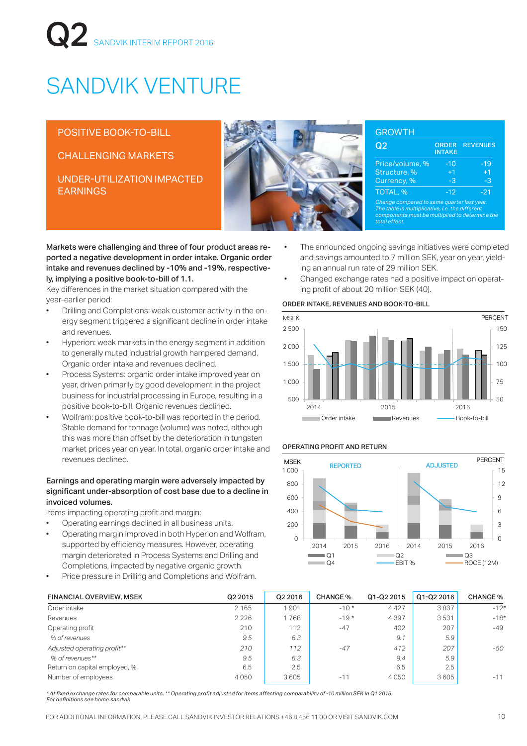# SANDVIK VENTURE

POSITIVE BOOK-TO-BILL

CHALLENGING MARKETS

UNDER-UTILIZATION IMPACTED EARNINGS

## GROWTH

| Q2 | ORDER INTAKE | REVENUES |
|---|---|---|
| Price/volume, % | -10 | -19 |
| Structure, % | +1 | +1 |
| Currency, % | -3 | -3 |
| TOTAL, % | -12 | -21 |

*Change compared to same quarter last year. The table is multiplicative, i.e. the different components must be multiplied to determine the total effect.*

**Markets were challenging and three of four product areas reported a negative development in order intake. Organic order intake and revenues declined by -10% and -19%, respectively, implying a positive book-to-bill of 1.1.**

Key differences in the market situation compared with the year-earlier period:

- Drilling and Completions: weak customer activity in the energy segment triggered a significant decline in order intake and revenues.
- Hyperion: weak markets in the energy segment in addition to generally muted industrial growth hampered demand. Organic order intake and revenues declined.
- Process Systems: organic order intake improved year on year, driven primarily by good development in the project business for industrial processing in Europe, resulting in a positive book-to-bill. Organic revenues declined.
- Wolfram: positive book-to-bill was reported in the period. Stable demand for tonnage (volume) was noted, although this was more than offset by the deterioration in tungsten market prices year on year. In total, organic order intake and revenues declined.

**Earnings and operating margin were adversely impacted by significant under-absorption of cost base due to a decline in invoiced volumes.**

Items impacting operating profit and margin:

- Operating earnings declined in all business units.
- Operating margin improved in both Hyperion and Wolfram, supported by efficiency measures. However, operating margin deteriorated in Process Systems and Drilling and Completions, impacted by negative organic growth.
- Price pressure in Drilling and Completions and Wolfram.
- The announced ongoing savings initiatives were completed and savings amounted to 7 million SEK, year on year, yielding an annual run rate of 29 million SEK.
- Changed exchange rates had a positive impact on operating profit of about 20 million SEK (40).

**ORDER INTAKE, REVENUES AND BOOK-TO-BILL**

**OPERATING PROFIT AND RETURN**

| FINANCIAL OVERVIEW, MSEK | Q2 2015 | Q2 2016 | CHANGE % | Q1-Q2 2015 | Q1-Q2 2016 | CHANGE % |
|---|---|---|---|---|---|---|
| Order intake | 2 165 | 1 901 | -10 * | 4 427 | 3 837 | -12* |
| Revenues | 2 226 | 1 768 | -19 * | 4 397 | 3 531 | -18* |
| Operating profit | 210 | 112 | -47 | 402 | 207 | -49 |
| *% of revenues* | *9.5* | *6.3* | | *9.1* | *5.9* | |
| *Adjusted operating profit*** | *210* | *112* | *-47* | *412* | *207* | *-50* |
| *% of revenues*** | *9.5* | *6.3* | | *9.4* | *5.9* | |
| Return on capital employed, % | 6.5 | 2.5 | | 6.5 | 2.5 | |
| Number of employees | 4 050 | 3 605 | -11 | 4 050 | 3 605 | -11 |

*\* At fixed exchange rates for comparable units. \*\* Operating profit adjusted for items affecting comparability of -10 million SEK in Q1 2015. For definitions see home.sandvik*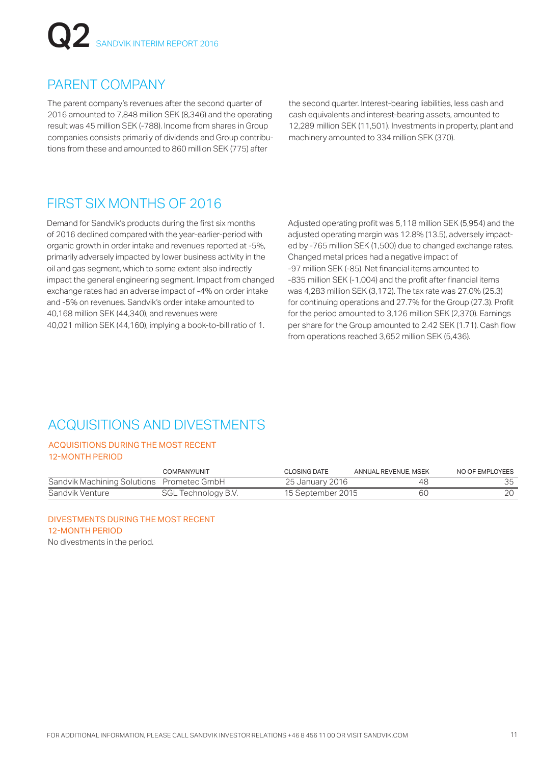## PARENT COMPANY

The parent company's revenues after the second quarter of 2016 amounted to 7,848 million SEK (8,346) and the operating result was 45 million SEK (-788). Income from shares in Group companies consists primarily of dividends and Group contributions from these and amounted to 860 million SEK (775) after the second quarter. Interest-bearing liabilities, less cash and cash equivalents and interest-bearing assets, amounted to 12,289 million SEK (11,501). Investments in property, plant and machinery amounted to 334 million SEK (370).

## FIRST SIX MONTHS OF 2016

Demand for Sandvik's products during the first six months of 2016 declined compared with the year-earlier-period with organic growth in order intake and revenues reported at -5%, primarily adversely impacted by lower business activity in the oil and gas segment, which to some extent also indirectly impact the general engineering segment. Impact from changed exchange rates had an adverse impact of -4% on order intake and -5% on revenues. Sandvik's order intake amounted to 40,168 million SEK (44,340), and revenues were 40,021 million SEK (44,160), implying a book-to-bill ratio of 1.

Adjusted operating profit was 5,118 million SEK (5,954) and the adjusted operating margin was 12.8% (13.5), adversely impacted by -765 million SEK (1,500) due to changed exchange rates. Changed metal prices had a negative impact of -97 million SEK (-85). Net financial items amounted to -835 million SEK (-1,004) and the profit after financial items was 4,283 million SEK (3,172). The tax rate was 27.0% (25.3) for continuing operations and 27.7% for the Group (27.3). Profit for the period amounted to 3,126 million SEK (2,370). Earnings per share for the Group amounted to 2.42 SEK (1.71). Cash flow from operations reached 3,652 million SEK (5,436).

## ACQUISITIONS AND DIVESTMENTS

### ACQUISITIONS DURING THE MOST RECENT 12-MONTH PERIOD

| | COMPANY/UNIT | CLOSING DATE | ANNUAL REVENUE, MSEK | NO OF EMPLOYEES |
|---|---|---|---|---|
| Sandvik Machining Solutions | Prometec GmbH | 25 January 2016 | 48 | 35 |
| Sandvik Venture | SGL Technology B.V. | 15 September 2015 | 60 | 20 |

### DIVESTMENTS DURING THE MOST RECENT 12-MONTH PERIOD

No divestments in the period.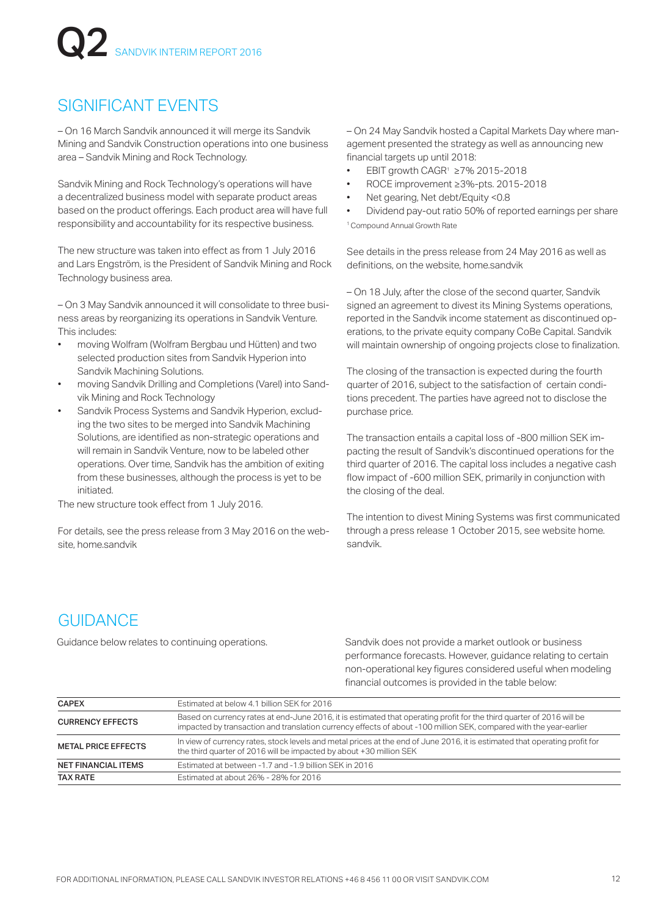## SIGNIFICANT EVENTS

– On 16 March Sandvik announced it will merge its Sandvik Mining and Sandvik Construction operations into one business area – Sandvik Mining and Rock Technology.

Sandvik Mining and Rock Technology's operations will have a decentralized business model with separate product areas based on the product offerings. Each product area will have full responsibility and accountability for its respective business.

The new structure was taken into effect as from 1 July 2016 and Lars Engström, is the President of Sandvik Mining and Rock Technology business area.

– On 3 May Sandvik announced it will consolidate to three business areas by reorganizing its operations in Sandvik Venture. This includes:

- moving Wolfram (Wolfram Bergbau und Hütten) and two selected production sites from Sandvik Hyperion into Sandvik Machining Solutions.
- moving Sandvik Drilling and Completions (Varel) into Sandvik Mining and Rock Technology
- Sandvik Process Systems and Sandvik Hyperion, excluding the two sites to be merged into Sandvik Machining Solutions, are identified as non-strategic operations and will remain in Sandvik Venture, now to be labeled other operations. Over time, Sandvik has the ambition of exiting from these businesses, although the process is yet to be initiated.

The new structure took effect from 1 July 2016.

For details, see the press release from 3 May 2016 on the website, home.sandvik

– On 24 May Sandvik hosted a Capital Markets Day where management presented the strategy as well as announcing new financial targets up until 2018:

- EBIT growth CAGR[1] ≥7% 2015-2018
- ROCE improvement ≥3%-pts. 2015-2018
- Net gearing, Net debt/Equity <0.8
- Dividend pay-out ratio 50% of reported earnings per share

[1] Compound Annual Growth Rate

See details in the press release from 24 May 2016 as well as definitions, on the website, home.sandvik

– On 18 July, after the close of the second quarter, Sandvik signed an agreement to divest its Mining Systems operations, reported in the Sandvik income statement as discontinued operations, to the private equity company CoBe Capital. Sandvik will maintain ownership of ongoing projects close to finalization.

The closing of the transaction is expected during the fourth quarter of 2016, subject to the satisfaction of certain conditions precedent. The parties have agreed not to disclose the purchase price.

The transaction entails a capital loss of -800 million SEK impacting the result of Sandvik's discontinued operations for the third quarter of 2016. The capital loss includes a negative cash flow impact of -600 million SEK, primarily in conjunction with the closing of the deal.

The intention to divest Mining Systems was first communicated through a press release 1 October 2015, see website home.sandvik.

## GUIDANCE

Guidance below relates to continuing operations.

Sandvik does not provide a market outlook or business performance forecasts. However, guidance relating to certain non-operational key figures considered useful when modeling financial outcomes is provided in the table below:

| | |
|---|---|
| **CAPEX** | Estimated at below 4.1 billion SEK for 2016 |
| **CURRENCY EFFECTS** | Based on currency rates at end-June 2016, it is estimated that operating profit for the third quarter of 2016 will be impacted by transaction and translation currency effects of about -100 million SEK, compared with the year-earlier |
| **METAL PRICE EFFECTS** | In view of currency rates, stock levels and metal prices at the end of June 2016, it is estimated that operating profit for the third quarter of 2016 will be impacted by about +30 million SEK |
| **NET FINANCIAL ITEMS** | Estimated at between -1.7 and -1.9 billion SEK in 2016 |
| **TAX RATE** | Estimated at about 26% - 28% for 2016 |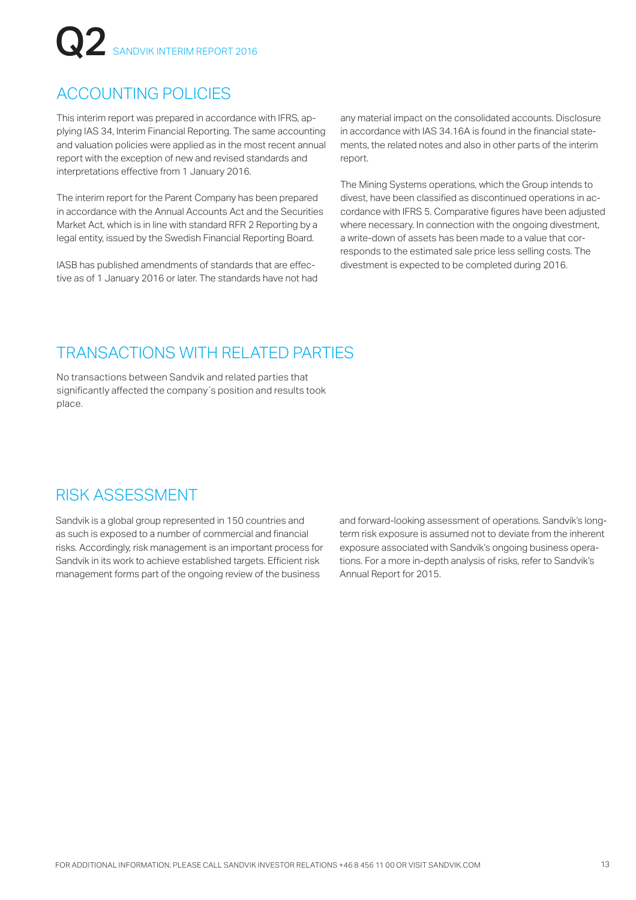## ACCOUNTING POLICIES

This interim report was prepared in accordance with IFRS, applying IAS 34, Interim Financial Reporting. The same accounting and valuation policies were applied as in the most recent annual report with the exception of new and revised standards and interpretations effective from 1 January 2016.

The interim report for the Parent Company has been prepared in accordance with the Annual Accounts Act and the Securities Market Act, which is in line with standard RFR 2 Reporting by a legal entity, issued by the Swedish Financial Reporting Board.

IASB has published amendments of standards that are effective as of 1 January 2016 or later. The standards have not had any material impact on the consolidated accounts. Disclosure in accordance with IAS 34.16A is found in the financial statements, the related notes and also in other parts of the interim report.

The Mining Systems operations, which the Group intends to divest, have been classified as discontinued operations in accordance with IFRS 5. Comparative figures have been adjusted where necessary. In connection with the ongoing divestment, a write-down of assets has been made to a value that corresponds to the estimated sale price less selling costs. The divestment is expected to be completed during 2016.

## TRANSACTIONS WITH RELATED PARTIES

No transactions between Sandvik and related parties that significantly affected the company´s position and results took place.

## RISK ASSESSMENT

Sandvik is a global group represented in 150 countries and as such is exposed to a number of commercial and financial risks. Accordingly, risk management is an important process for Sandvik in its work to achieve established targets. Efficient risk management forms part of the ongoing review of the business and forward-looking assessment of operations. Sandvik's long-term risk exposure is assumed not to deviate from the inherent exposure associated with Sandvik's ongoing business operations. For a more in-depth analysis of risks, refer to Sandvik's Annual Report for 2015.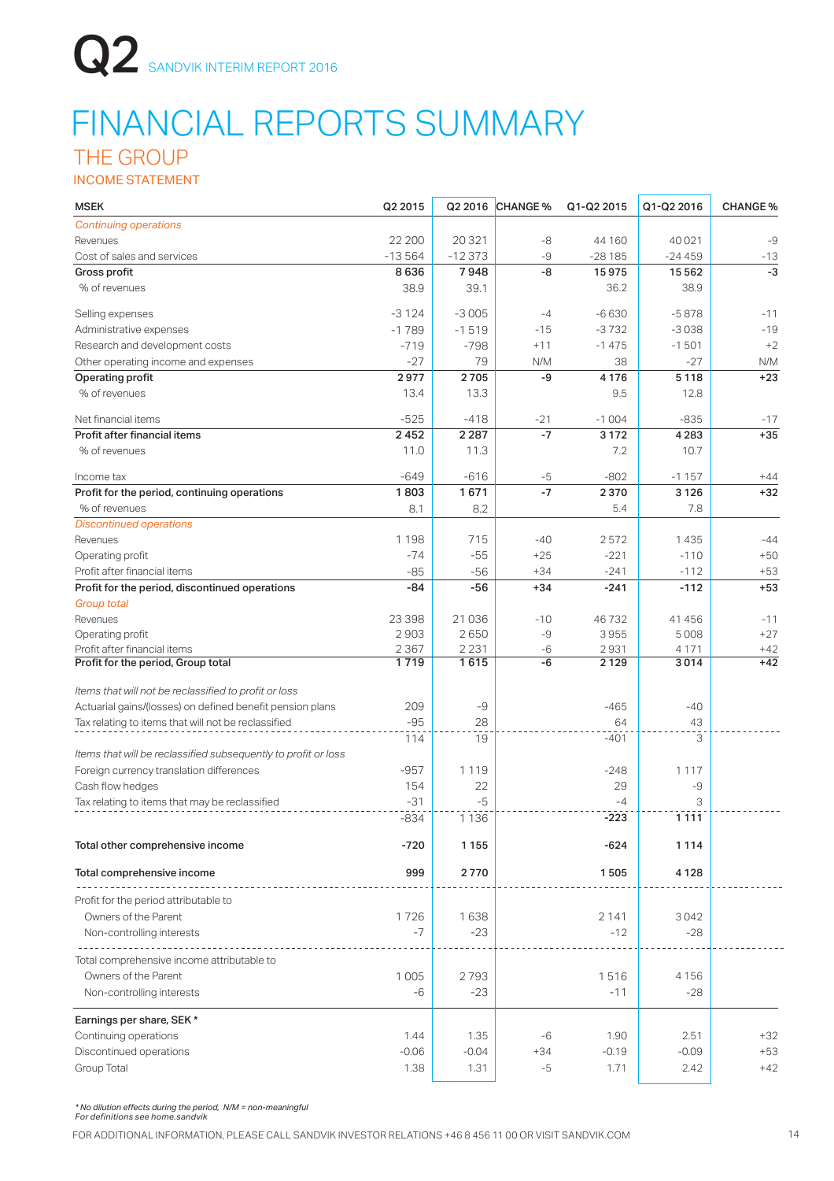# FINANCIAL REPORTS SUMMARY

## THE GROUP

### INCOME STATEMENT

| MSEK | Q2 2015 | Q2 2016 | CHANGE % | Q1-Q2 2015 | Q1-Q2 2016 | CHANGE % |
|---|---|---|---|---|---|---|
| *Continuing operations* | | | | | | |
| Revenues | 22 200 | 20 321 | -8 | 44 160 | 40 021 | -9 |
| Cost of sales and services | -13 564 | -12 373 | -9 | -28 185 | -24 459 | -13 |
| **Gross profit** | **8 636** | **7 948** | **-8** | **15 975** | **15 562** | **-3** |
| % of revenues | 38.9 | 39.1 | | 36.2 | 38.9 | |
| Selling expenses | -3 124 | -3 005 | -4 | -6 630 | -5 878 | -11 |
| Administrative expenses | -1 789 | -1 519 | -15 | -3 732 | -3 038 | -19 |
| Research and development costs | -719 | -798 | +11 | -1 475 | -1 501 | +2 |
| Other operating income and expenses | -27 | 79 | N/M | 38 | -27 | N/M |
| **Operating profit** | **2 977** | **2 705** | **-9** | **4 176** | **5 118** | **+23** |
| % of revenues | 13.4 | 13.3 | | 9.5 | 12.8 | |
| Net financial items | -525 | -418 | -21 | -1 004 | -835 | -17 |
| **Profit after financial items** | **2 452** | **2 287** | **-7** | **3 172** | **4 283** | **+35** |
| % of revenues | 11.0 | 11.3 | | 7.2 | 10.7 | |
| Income tax | -649 | -616 | -5 | -802 | -1 157 | +44 |
| **Profit for the period, continuing operations** | **1 803** | **1 671** | **-7** | **2 370** | **3 126** | **+32** |
| % of revenues | 8.1 | 8.2 | | 5.4 | 7.8 | |
| *Discontinued operations* | | | | | | |
| Revenues | 1 198 | 715 | -40 | 2 572 | 1 435 | -44 |
| Operating profit | -74 | -55 | +25 | -221 | -110 | +50 |
| Profit after financial items | -85 | -56 | +34 | -241 | -112 | +53 |
| **Profit for the period, discontinued operations** | **-84** | **-56** | **+34** | **-241** | **-112** | **+53** |
| *Group total* | | | | | | |
| Revenues | 23 398 | 21 036 | -10 | 46 732 | 41 456 | -11 |
| Operating profit | 2 903 | 2 650 | -9 | 3 955 | 5 008 | +27 |
| Profit after financial items | 2 367 | 2 231 | -6 | 2 931 | 4 171 | +42 |
| **Profit for the period, Group total** | **1 719** | **1 615** | **-6** | **2 129** | **3 014** | **+42** |
| *Items that will not be reclassified to profit or loss* | | | | | | |
| Actuarial gains/(losses) on defined benefit pension plans | 209 | -9 | | -465 | -40 | |
| Tax relating to items that will not be reclassified | -95 | 28 | | 64 | 43 | |
| | 114 | 19 | | -401 | 3 | |
| *Items that will be reclassified subsequently to profit or loss* | | | | | | |
| Foreign currency translation differences | -957 | 1 119 | | -248 | 1 117 | |
| Cash flow hedges | 154 | 22 | | 29 | -9 | |
| Tax relating to items that may be reclassified | -31 | -5 | | -4 | 3 | |
| | -834 | 1 136 | | -223 | 1 111 | |
| **Total other comprehensive income** | **-720** | **1 155** | | **-624** | **1 114** | |
| **Total comprehensive income** | **999** | **2 770** | | **1 505** | **4 128** | |
| Profit for the period attributable to | | | | | | |
| Owners of the Parent | 1 726 | 1 638 | | 2 141 | 3 042 | |
| Non-controlling interests | -7 | -23 | | -12 | -28 | |
| Total comprehensive income attributable to | | | | | | |
| Owners of the Parent | 1 005 | 2 793 | | 1 516 | 4 156 | |
| Non-controlling interests | -6 | -23 | | -11 | -28 | |
| **Earnings per share, SEK \*** | | | | | | |
| Continuing operations | 1.44 | 1.35 | -6 | 1.90 | 2.51 | +32 |
| Discontinued operations | -0.06 | -0.04 | +34 | -0.19 | -0.09 | +53 |
| Group Total | 1.38 | 1.31 | -5 | 1.71 | 2.42 | +42 |

*\* No dilution effects during the period, N/M = non-meaningful*
*For definitions see home.sandvik*

FOR ADDITIONAL INFORMATION, PLEASE CALL SANDVIK INVESTOR RELATIONS +46 8 456 11 00 OR VISIT SANDVIK.COM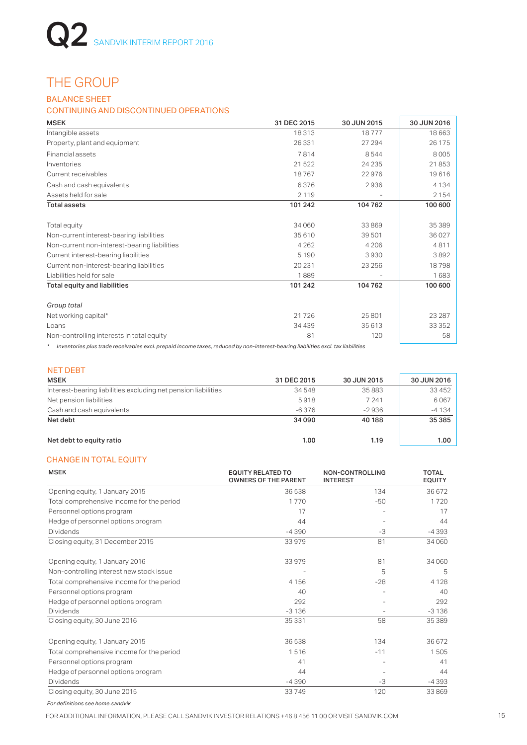# THE GROUP

## BALANCE SHEET

### CONTINUING AND DISCONTINUED OPERATIONS

| MSEK | 31 DEC 2015 | 30 JUN 2015 | 30 JUN 2016 |
|---|---|---|---|
| Intangible assets | 18 313 | 18 777 | 18 663 |
| Property, plant and equipment | 26 331 | 27 294 | 26 175 |
| Financial assets | 7 814 | 8 544 | 8 005 |
| Inventories | 21 522 | 24 235 | 21 853 |
| Current receivables | 18 767 | 22 976 | 19 616 |
| Cash and cash equivalents | 6 376 | 2 936 | 4 134 |
| Assets held for sale | 2 119 | - | 2 154 |
| **Total assets** | **101 242** | **104 762** | **100 600** |
| | | | |
| Total equity | 34 060 | 33 869 | 35 389 |
| Non-current interest-bearing liabilities | 35 610 | 39 501 | 36 027 |
| Non-current non-interest-bearing liabilities | 4 262 | 4 206 | 4 811 |
| Current interest-bearing liabilities | 5 190 | 3 930 | 3 892 |
| Current non-interest-bearing liabilities | 20 231 | 23 256 | 18 798 |
| Liabilities held for sale | 1 889 | - | 1 683 |
| **Total equity and liabilities** | **101 242** | **104 762** | **100 600** |
| | | | |
| *Group total* | | | |
| Net working capital* | 21 726 | 25 801 | 23 287 |
| Loans | 34 439 | 35 613 | 33 352 |
| Non-controlling interests in total equity | 81 | 120 | 58 |

* *Inventories plus trade receivables excl. prepaid income taxes, reduced by non-interest-bearing liabilities excl. tax liabilities*

## NET DEBT

| MSEK | 31 DEC 2015 | 30 JUN 2015 | 30 JUN 2016 |
|---|---|---|---|
| Interest-bearing liabilities excluding net pension liabilities | 34 548 | 35 883 | 33 452 |
| Net pension liabilities | 5 918 | 7 241 | 6 067 |
| Cash and cash equivalents | -6 376 | -2 936 | -4 134 |
| **Net debt** | **34 090** | **40 188** | **35 385** |
| | | | |
| **Net debt to equity ratio** | **1.00** | **1.19** | **1.00** |

## CHANGE IN TOTAL EQUITY

| MSEK | EQUITY RELATED TO OWNERS OF THE PARENT | NON-CONTROLLING INTEREST | TOTAL EQUITY |
|---|---|---|---|
| Opening equity, 1 January 2015 | 36 538 | 134 | 36 672 |
| Total comprehensive income for the period | 1 770 | -50 | 1 720 |
| Personnel options program | 17 | - | 17 |
| Hedge of personnel options program | 44 | - | 44 |
| Dividends | -4 390 | -3 | -4 393 |
| Closing equity, 31 December 2015 | 33 979 | 81 | 34 060 |
| | | | |
| Opening equity, 1 January 2016 | 33 979 | 81 | 34 060 |
| Non-controlling interest new stock issue | - | 5 | 5 |
| Total comprehensive income for the period | 4 156 | -28 | 4 128 |
| Personnel options program | 40 | - | 40 |
| Hedge of personnel options program | 292 | - | 292 |
| Dividends | -3 136 | - | -3 136 |
| Closing equity, 30 June 2016 | 35 331 | 58 | 35 389 |
| | | | |
| Opening equity, 1 January 2015 | 36 538 | 134 | 36 672 |
| Total comprehensive income for the period | 1 516 | -11 | 1 505 |
| Personnel options program | 41 | - | 41 |
| Hedge of personnel options program | 44 | - | 44 |
| Dividends | -4 390 | -3 | -4 393 |
| Closing equity, 30 June 2015 | 33 749 | 120 | 33 869 |

*For definitions see home.sandvik*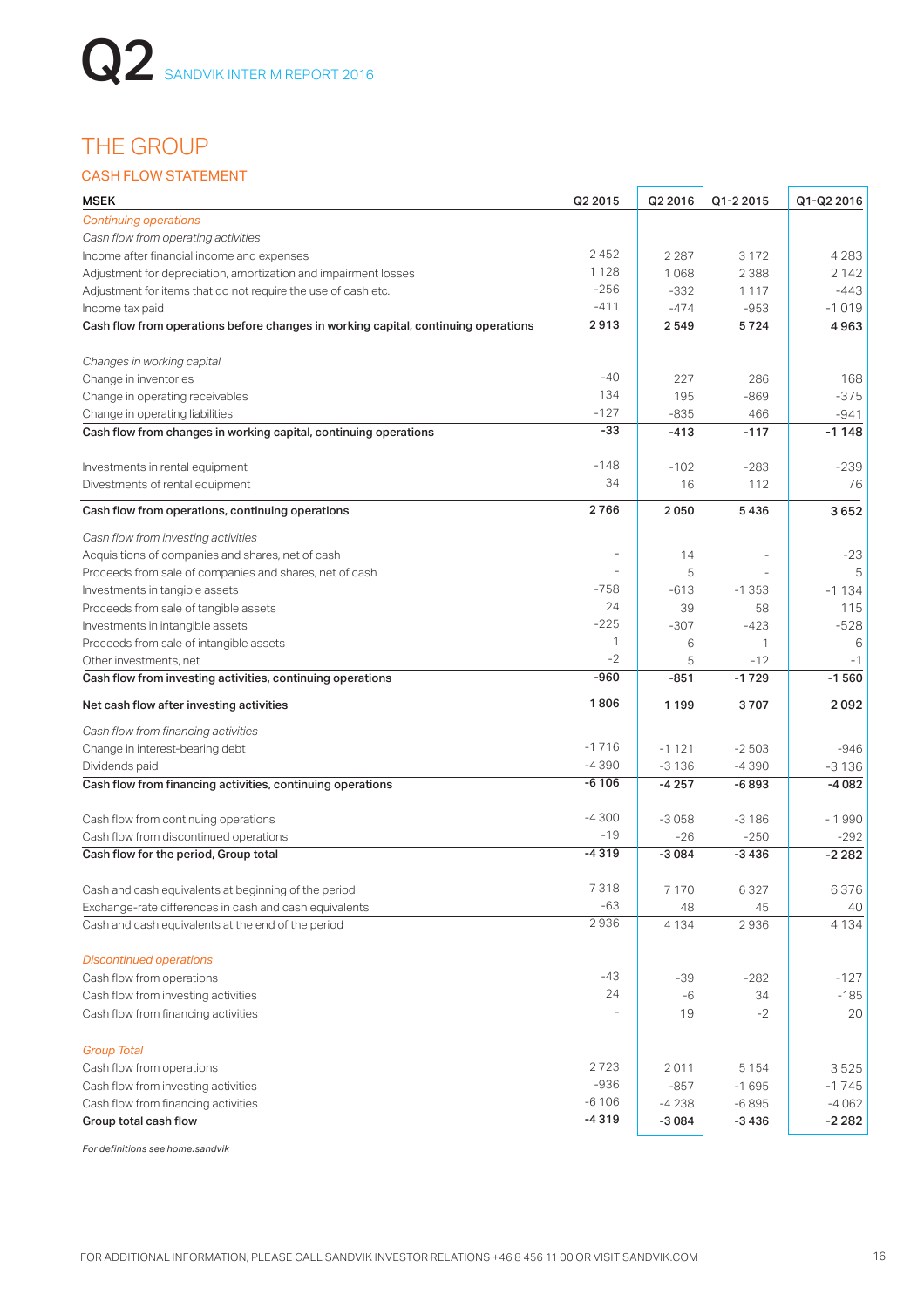# THE GROUP

## CASH FLOW STATEMENT

| MSEK | Q2 2015 | Q2 2016 | Q1-2 2015 | Q1-Q2 2016 |
|---|---|---|---|---|
| *Continuing operations* | | | | |
| *Cash flow from operating activities* | | | | |
| Income after financial income and expenses | 2 452 | 2 287 | 3 172 | 4 283 |
| Adjustment for depreciation, amortization and impairment losses | 1 128 | 1 068 | 2 388 | 2 142 |
| Adjustment for items that do not require the use of cash etc. | -256 | -332 | 1 117 | -443 |
| Income tax paid | -411 | -474 | -953 | -1 019 |
| **Cash flow from operations before changes in working capital, continuing operations** | **2 913** | **2 549** | **5 724** | **4 963** |
| *Changes in working capital* | | | | |
| Change in inventories | -40 | 227 | 286 | 168 |
| Change in operating receivables | 134 | 195 | -869 | -375 |
| Change in operating liabilities | -127 | -835 | 466 | -941 |
| **Cash flow from changes in working capital, continuing operations** | **-33** | **-413** | **-117** | **-1 148** |
| Investments in rental equipment | -148 | -102 | -283 | -239 |
| Divestments of rental equipment | 34 | 16 | 112 | 76 |
| **Cash flow from operations, continuing operations** | **2 766** | **2 050** | **5 436** | **3 652** |
| *Cash flow from investing activities* | | | | |
| Acquisitions of companies and shares, net of cash | - | 14 | - | -23 |
| Proceeds from sale of companies and shares, net of cash | - | 5 | - | 5 |
| Investments in tangible assets | -758 | -613 | -1 353 | -1 134 |
| Proceeds from sale of tangible assets | 24 | 39 | 58 | 115 |
| Investments in intangible assets | -225 | -307 | -423 | -528 |
| Proceeds from sale of intangible assets | 1 | 6 | 1 | 6 |
| Other investments, net | -2 | 5 | -12 | -1 |
| **Cash flow from investing activities, continuing operations** | **-960** | **-851** | **-1 729** | **-1 560** |
| **Net cash flow after investing activities** | **1 806** | **1 199** | **3 707** | **2 092** |
| *Cash flow from financing activities* | | | | |
| Change in interest-bearing debt | -1 716 | -1 121 | -2 503 | -946 |
| Dividends paid | -4 390 | -3 136 | -4 390 | -3 136 |
| **Cash flow from financing activities, continuing operations** | **-6 106** | **-4 257** | **-6 893** | **-4 082** |
| Cash flow from continuing operations | -4 300 | -3 058 | -3 186 | -1 990 |
| Cash flow from discontinued operations | -19 | -26 | -250 | -292 |
| **Cash flow for the period, Group total** | **-4 319** | **-3 084** | **-3 436** | **-2 282** |
| Cash and cash equivalents at beginning of the period | 7 318 | 7 170 | 6 327 | 6 376 |
| Exchange-rate differences in cash and cash equivalents | -63 | 48 | 45 | 40 |
| Cash and cash equivalents at the end of the period | 2 936 | 4 134 | 2 936 | 4 134 |
| *Discontinued operations* | | | | |
| Cash flow from operations | -43 | -39 | -282 | -127 |
| Cash flow from investing activities | 24 | -6 | 34 | -185 |
| Cash flow from financing activities | - | 19 | -2 | 20 |
| *Group Total* | | | | |
| Cash flow from operations | 2 723 | 2 011 | 5 154 | 3 525 |
| Cash flow from investing activities | -936 | -857 | -1 695 | -1 745 |
| Cash flow from financing activities | -6 106 | -4 238 | -6 895 | -4 062 |
| **Group total cash flow** | **-4 319** | **-3 084** | **-3 436** | **-2 282** |

*For definitions see home.sandvik*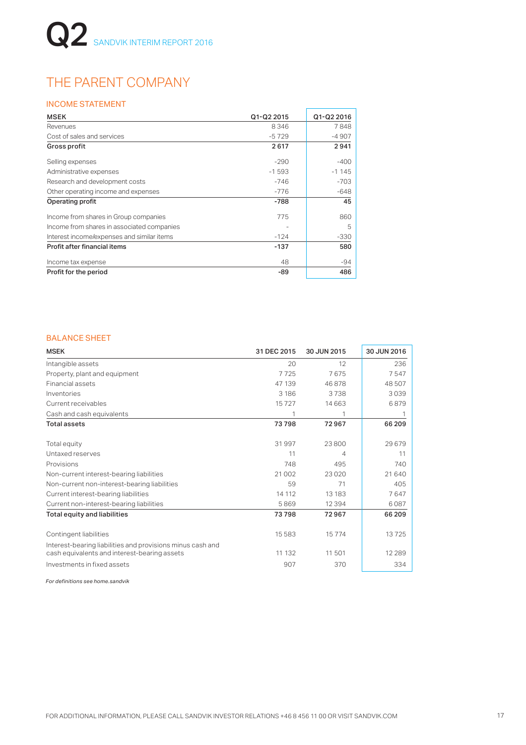# THE PARENT COMPANY

## INCOME STATEMENT

| MSEK | Q1-Q2 2015 | Q1-Q2 2016 |
|---|---|---|
| Revenues | 8 346 | 7 848 |
| Cost of sales and services | -5 729 | -4 907 |
| **Gross profit** | **2 617** | **2 941** |
| Selling expenses | -290 | -400 |
| Administrative expenses | -1 593 | -1 145 |
| Research and development costs | -746 | -703 |
| Other operating income and expenses | -776 | -648 |
| **Operating profit** | **-788** | **45** |
| Income from shares in Group companies | 775 | 860 |
| Income from shares in associated companies | - | 5 |
| Interest income/expenses and similar items | -124 | -330 |
| **Profit after financial items** | **-137** | **580** |
| Income tax expense | 48 | -94 |
| **Profit for the period** | **-89** | **486** |

## BALANCE SHEET

| MSEK | 31 DEC 2015 | 30 JUN 2015 | 30 JUN 2016 |
|---|---|---|---|
| Intangible assets | 20 | 12 | 236 |
| Property, plant and equipment | 7 725 | 7 675 | 7 547 |
| Financial assets | 47 139 | 46 878 | 48 507 |
| Inventories | 3 186 | 3 738 | 3 039 |
| Current receivables | 15 727 | 14 663 | 6 879 |
| Cash and cash equivalents | 1 | 1 | 1 |
| **Total assets** | **73 798** | **72 967** | **66 209** |
| Total equity | 31 997 | 23 800 | 29 679 |
| Untaxed reserves | 11 | 4 | 11 |
| Provisions | 748 | 495 | 740 |
| Non-current interest-bearing liabilities | 21 002 | 23 020 | 21 640 |
| Non-current non-interest-bearing liabilities | 59 | 71 | 405 |
| Current interest-bearing liabilities | 14 112 | 13 183 | 7 647 |
| Current non-interest-bearing liabilities | 5 869 | 12 394 | 6 087 |
| **Total equity and liabilities** | **73 798** | **72 967** | **66 209** |
| Contingent liabilities | 15 583 | 15 774 | 13 725 |
| Interest-bearing liabilities and provisions minus cash and cash equivalents and interest-bearing assets | 11 132 | 11 501 | 12 289 |
| Investments in fixed assets | 907 | 370 | 334 |

*For definitions see home.sandvik*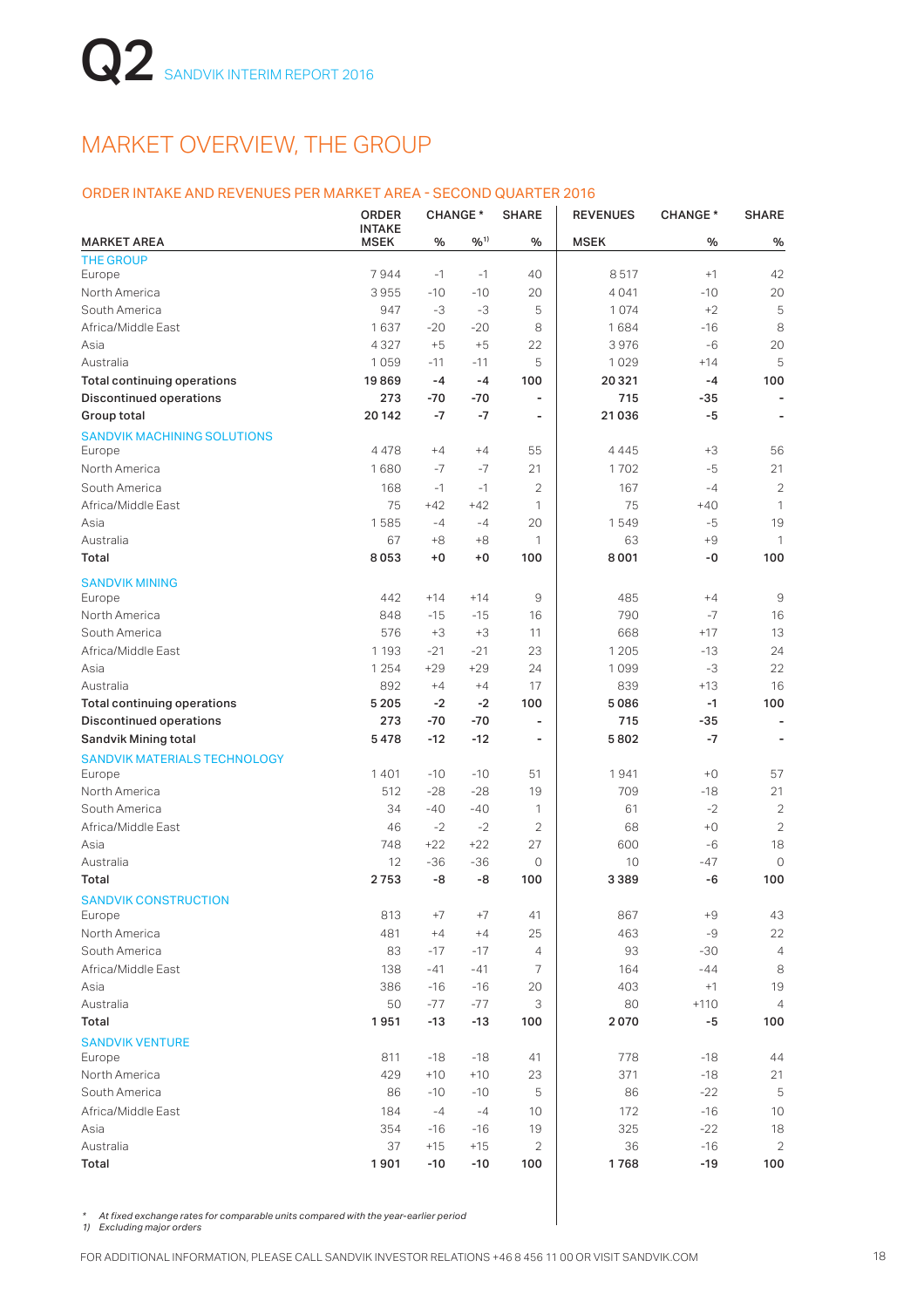Q2 SANDVIK INTERIM REPORT 2016

# MARKET OVERVIEW, THE GROUP

## ORDER INTAKE AND REVENUES PER MARKET AREA - SECOND QUARTER 2016

| MARKET AREA | ORDER INTAKE MSEK | CHANGE * % | CHANGE * %[1] | SHARE % | REVENUES MSEK | CHANGE * % | SHARE % |
|---|---|---|---|---|---|---|---|
| **THE GROUP** | | | | | | | |
| Europe | 7 944 | -1 | -1 | 40 | 8 517 | +1 | 42 |
| North America | 3 955 | -10 | -10 | 20 | 4 041 | -10 | 20 |
| South America | 947 | -3 | -3 | 5 | 1 074 | +2 | 5 |
| Africa/Middle East | 1 637 | -20 | -20 | 8 | 1 684 | -16 | 8 |
| Asia | 4 327 | +5 | +5 | 22 | 3 976 | -6 | 20 |
| Australia | 1 059 | -11 | -11 | 5 | 1 029 | +14 | 5 |
| **Total continuing operations** | **19 869** | **-4** | **-4** | **100** | **20 321** | **-4** | **100** |
| **Discontinued operations** | **273** | **-70** | **-70** | **-** | **715** | **-35** | **-** |
| **Group total** | **20 142** | **-7** | **-7** | **-** | **21 036** | **-5** | **-** |
| **SANDVIK MACHINING SOLUTIONS** | | | | | | | |
| Europe | 4 478 | +4 | +4 | 55 | 4 445 | +3 | 56 |
| North America | 1 680 | -7 | -7 | 21 | 1 702 | -5 | 21 |
| South America | 168 | -1 | -1 | 2 | 167 | -4 | 2 |
| Africa/Middle East | 75 | +42 | +42 | 1 | 75 | +40 | 1 |
| Asia | 1 585 | -4 | -4 | 20 | 1 549 | -5 | 19 |
| Australia | 67 | +8 | +8 | 1 | 63 | +9 | 1 |
| **Total** | **8 053** | **+0** | **+0** | **100** | **8 001** | **-0** | **100** |
| **SANDVIK MINING** | | | | | | | |
| Europe | 442 | +14 | +14 | 9 | 485 | +4 | 9 |
| North America | 848 | -15 | -15 | 16 | 790 | -7 | 16 |
| South America | 576 | +3 | +3 | 11 | 668 | +17 | 13 |
| Africa/Middle East | 1 193 | -21 | -21 | 23 | 1 205 | -13 | 24 |
| Asia | 1 254 | +29 | +29 | 24 | 1 099 | -3 | 22 |
| Australia | 892 | +4 | +4 | 17 | 839 | +13 | 16 |
| **Total continuing operations** | **5 205** | **-2** | **-2** | **100** | **5 086** | **-1** | **100** |
| **Discontinued operations** | **273** | **-70** | **-70** | **-** | **715** | **-35** | **-** |
| **Sandvik Mining total** | **5 478** | **-12** | **-12** | **-** | **5 802** | **-7** | **-** |
| **SANDVIK MATERIALS TECHNOLOGY** | | | | | | | |
| Europe | 1 401 | -10 | -10 | 51 | 1 941 | +0 | 57 |
| North America | 512 | -28 | -28 | 19 | 709 | -18 | 21 |
| South America | 34 | -40 | -40 | 1 | 61 | -2 | 2 |
| Africa/Middle East | 46 | -2 | -2 | 2 | 68 | +0 | 2 |
| Asia | 748 | +22 | +22 | 27 | 600 | -6 | 18 |
| Australia | 12 | -36 | -36 | 0 | 10 | -47 | 0 |
| **Total** | **2 753** | **-8** | **-8** | **100** | **3 389** | **-6** | **100** |
| **SANDVIK CONSTRUCTION** | | | | | | | |
| Europe | 813 | +7 | +7 | 41 | 867 | +9 | 43 |
| North America | 481 | +4 | +4 | 25 | 463 | -9 | 22 |
| South America | 83 | -17 | -17 | 4 | 93 | -30 | 4 |
| Africa/Middle East | 138 | -41 | -41 | 7 | 164 | -44 | 8 |
| Asia | 386 | -16 | -16 | 20 | 403 | +1 | 19 |
| Australia | 50 | -77 | -77 | 3 | 80 | +110 | 4 |
| **Total** | **1 951** | **-13** | **-13** | **100** | **2 070** | **-5** | **100** |
| **SANDVIK VENTURE** | | | | | | | |
| Europe | 811 | -18 | -18 | 41 | 778 | -18 | 44 |
| North America | 429 | +10 | +10 | 23 | 371 | -18 | 21 |
| South America | 86 | -10 | -10 | 5 | 86 | -22 | 5 |
| Africa/Middle East | 184 | -4 | -4 | 10 | 172 | -16 | 10 |
| Asia | 354 | -16 | -16 | 19 | 325 | -22 | 18 |
| Australia | 37 | +15 | +15 | 2 | 36 | -16 | 2 |
| **Total** | **1 901** | **-10** | **-10** | **100** | **1 768** | **-19** | **100** |

*\* At fixed exchange rates for comparable units compared with the year-earlier period*
*1) Excluding major orders*

FOR ADDITIONAL INFORMATION, PLEASE CALL SANDVIK INVESTOR RELATIONS +46 8 456 11 00 OR VISIT SANDVIK.COM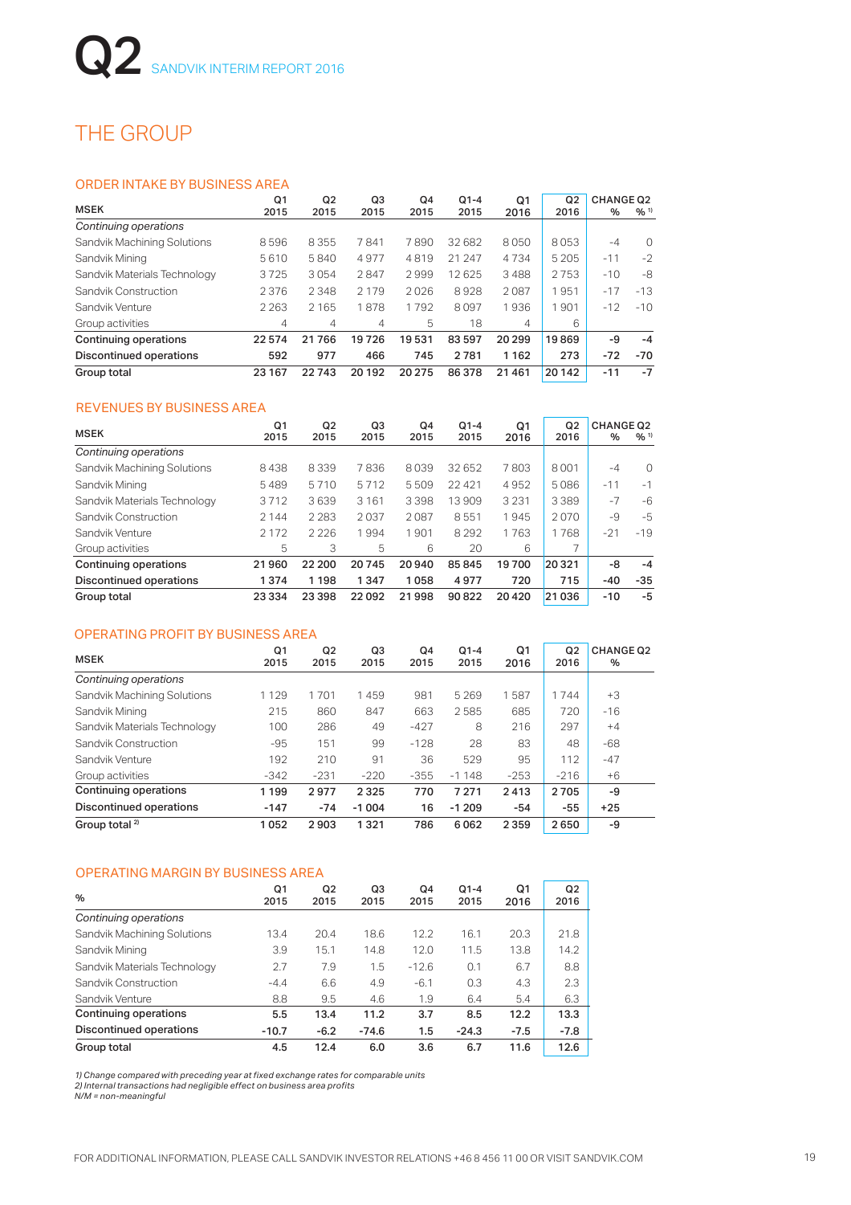# THE GROUP

## ORDER INTAKE BY BUSINESS AREA

| MSEK | Q1 2015 | Q2 2015 | Q3 2015 | Q4 2015 | Q1-4 2015 | Q1 2016 | Q2 2016 | CHANGE Q2 % | CHANGE Q2 % [1] |
|---|---|---|---|---|---|---|---|---|---|
| *Continuing operations* | | | | | | | | | |
| Sandvik Machining Solutions | 8 596 | 8 355 | 7 841 | 7 890 | 32 682 | 8 050 | 8 053 | -4 | 0 |
| Sandvik Mining | 5 610 | 5 840 | 4 977 | 4 819 | 21 247 | 4 734 | 5 205 | -11 | -2 |
| Sandvik Materials Technology | 3 725 | 3 054 | 2 847 | 2 999 | 12 625 | 3 488 | 2 753 | -10 | -8 |
| Sandvik Construction | 2 376 | 2 348 | 2 179 | 2 026 | 8 928 | 2 087 | 1 951 | -17 | -13 |
| Sandvik Venture | 2 263 | 2 165 | 1 878 | 1 792 | 8 097 | 1 936 | 1 901 | -12 | -10 |
| Group activities | 4 | 4 | 4 | 5 | 18 | 4 | 6 | | |
| **Continuing operations** | **22 574** | **21 766** | **19 726** | **19 531** | **83 597** | **20 299** | **19 869** | **-9** | **-4** |
| **Discontinued operations** | **592** | **977** | **466** | **745** | **2 781** | **1 162** | **273** | **-72** | **-70** |
| **Group total** | **23 167** | **22 743** | **20 192** | **20 275** | **86 378** | **21 461** | **20 142** | **-11** | **-7** |

## REVENUES BY BUSINESS AREA

| MSEK | Q1 2015 | Q2 2015 | Q3 2015 | Q4 2015 | Q1-4 2015 | Q1 2016 | Q2 2016 | CHANGE Q2 % | CHANGE Q2 % [1] |
|---|---|---|---|---|---|---|---|---|---|
| *Continuing operations* | | | | | | | | | |
| Sandvik Machining Solutions | 8 438 | 8 339 | 7 836 | 8 039 | 32 652 | 7 803 | 8 001 | -4 | 0 |
| Sandvik Mining | 5 489 | 5 710 | 5 712 | 5 509 | 22 421 | 4 952 | 5 086 | -11 | -1 |
| Sandvik Materials Technology | 3 712 | 3 639 | 3 161 | 3 398 | 13 909 | 3 231 | 3 389 | -7 | -6 |
| Sandvik Construction | 2 144 | 2 283 | 2 037 | 2 087 | 8 551 | 1 945 | 2 070 | -9 | -5 |
| Sandvik Venture | 2 172 | 2 226 | 1 994 | 1 901 | 8 292 | 1 763 | 1 768 | -21 | -19 |
| Group activities | 5 | 3 | 5 | 6 | 20 | 6 | 7 | | |
| **Continuing operations** | **21 960** | **22 200** | **20 745** | **20 940** | **85 845** | **19 700** | **20 321** | **-8** | **-4** |
| **Discontinued operations** | **1 374** | **1 198** | **1 347** | **1 058** | **4 977** | **720** | **715** | **-40** | **-35** |
| **Group total** | **23 334** | **23 398** | **22 092** | **21 998** | **90 822** | **20 420** | **21 036** | **-10** | **-5** |

## OPERATING PROFIT BY BUSINESS AREA

| MSEK | Q1 2015 | Q2 2015 | Q3 2015 | Q4 2015 | Q1-4 2015 | Q1 2016 | Q2 2016 | CHANGE Q2 % |
|---|---|---|---|---|---|---|---|---|
| *Continuing operations* | | | | | | | | |
| Sandvik Machining Solutions | 1 129 | 1 701 | 1 459 | 981 | 5 269 | 1 587 | 1 744 | +3 |
| Sandvik Mining | 215 | 860 | 847 | 663 | 2 585 | 685 | 720 | -16 |
| Sandvik Materials Technology | 100 | 286 | 49 | -427 | 8 | 216 | 297 | +4 |
| Sandvik Construction | -95 | 151 | 99 | -128 | 28 | 83 | 48 | -68 |
| Sandvik Venture | 192 | 210 | 91 | 36 | 529 | 95 | 112 | -47 |
| Group activities | -342 | -231 | -220 | -355 | -1 148 | -253 | -216 | +6 |
| **Continuing operations** | **1 199** | **2 977** | **2 325** | **770** | **7 271** | **2 413** | **2 705** | **-9** |
| **Discontinued operations** | **-147** | **-74** | **-1 004** | **16** | **-1 209** | **-54** | **-55** | **+25** |
| **Group total [2]** | **1 052** | **2 903** | **1 321** | **786** | **6 062** | **2 359** | **2 650** | **-9** |

## OPERATING MARGIN BY BUSINESS AREA

| % | Q1 2015 | Q2 2015 | Q3 2015 | Q4 2015 | Q1-4 2015 | Q1 2016 | Q2 2016 |
|---|---|---|---|---|---|---|---|
| *Continuing operations* | | | | | | | |
| Sandvik Machining Solutions | 13.4 | 20.4 | 18.6 | 12.2 | 16.1 | 20.3 | 21.8 |
| Sandvik Mining | 3.9 | 15.1 | 14.8 | 12.0 | 11.5 | 13.8 | 14.2 |
| Sandvik Materials Technology | 2.7 | 7.9 | 1.5 | -12.6 | 0.1 | 6.7 | 8.8 |
| Sandvik Construction | -4.4 | 6.6 | 4.9 | -6.1 | 0.3 | 4.3 | 2.3 |
| Sandvik Venture | 8.8 | 9.5 | 4.6 | 1.9 | 6.4 | 5.4 | 6.3 |
| **Continuing operations** | **5.5** | **13.4** | **11.2** | **3.7** | **8.5** | **12.2** | **13.3** |
| **Discontinued operations** | **-10.7** | **-6.2** | **-74.6** | **1.5** | **-24.3** | **-7.5** | **-7.8** |
| **Group total** | **4.5** | **12.4** | **6.0** | **3.6** | **6.7** | **11.6** | **12.6** |

*1) Change compared with preceding year at fixed exchange rates for comparable units*
*2) Internal transactions had negligible effect on business area profits*
*N/M = non-meaningful*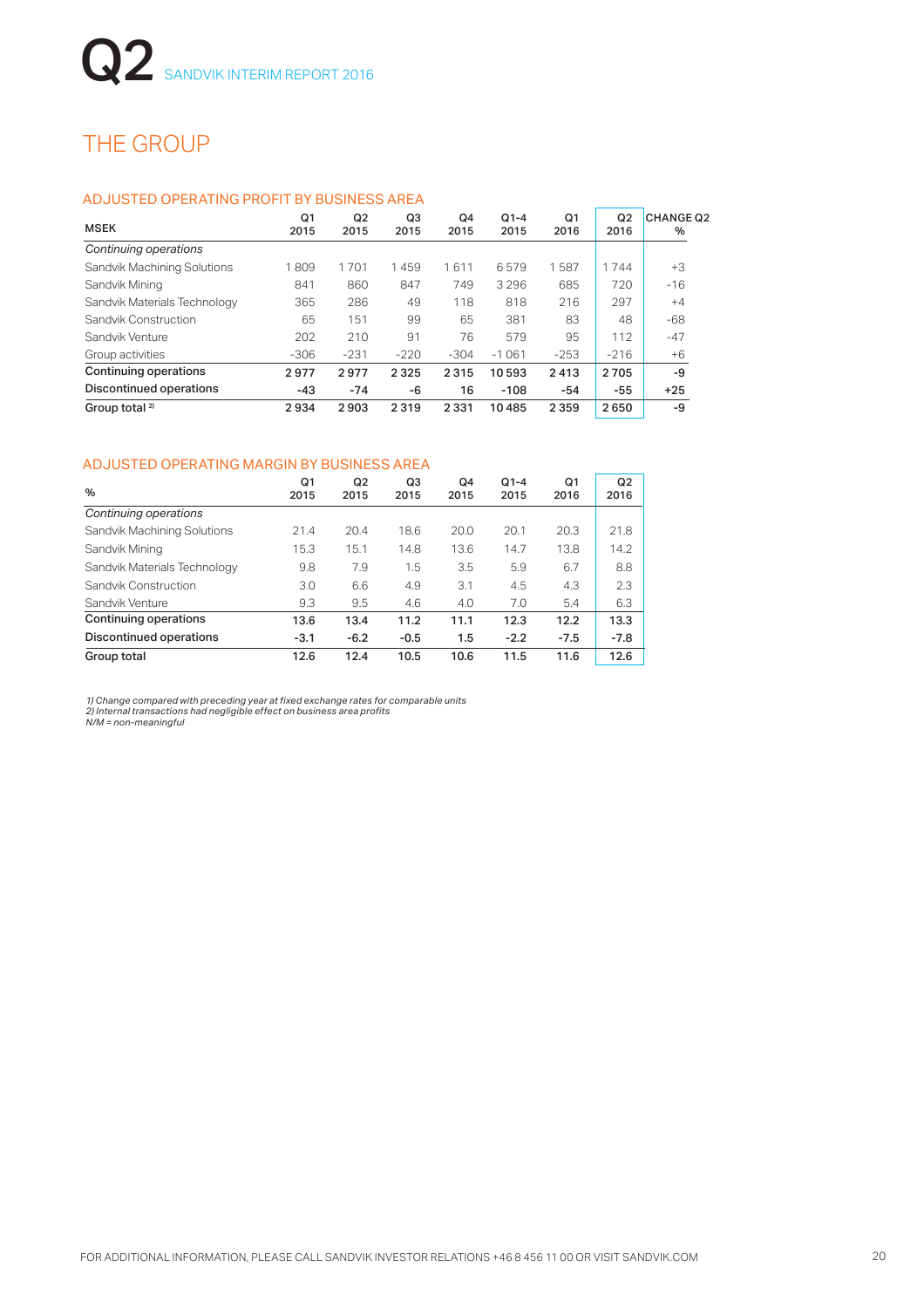# THE GROUP

## ADJUSTED OPERATING PROFIT BY BUSINESS AREA

| MSEK | Q1 2015 | Q2 2015 | Q3 2015 | Q4 2015 | Q1-4 2015 | Q1 2016 | Q2 2016 | CHANGE Q2 % |
|---|---|---|---|---|---|---|---|---|
| *Continuing operations* | | | | | | | | |
| Sandvik Machining Solutions | 1 809 | 1 701 | 1 459 | 1 611 | 6 579 | 1 587 | 1 744 | +3 |
| Sandvik Mining | 841 | 860 | 847 | 749 | 3 296 | 685 | 720 | -16 |
| Sandvik Materials Technology | 365 | 286 | 49 | 118 | 818 | 216 | 297 | +4 |
| Sandvik Construction | 65 | 151 | 99 | 65 | 381 | 83 | 48 | -68 |
| Sandvik Venture | 202 | 210 | 91 | 76 | 579 | 95 | 112 | -47 |
| Group activities | -306 | -231 | -220 | -304 | -1 061 | -253 | -216 | +6 |
| **Continuing operations** | **2 977** | **2 977** | **2 325** | **2 315** | **10 593** | **2 413** | **2 705** | **-9** |
| **Discontinued operations** | **-43** | **-74** | **-6** | **16** | **-108** | **-54** | **-55** | **+25** |
| **Group total [2]** | **2 934** | **2 903** | **2 319** | **2 331** | **10 485** | **2 359** | **2 650** | **-9** |

## ADJUSTED OPERATING MARGIN BY BUSINESS AREA

| % | Q1 2015 | Q2 2015 | Q3 2015 | Q4 2015 | Q1-4 2015 | Q1 2016 | Q2 2016 |
|---|---|---|---|---|---|---|---|
| *Continuing operations* | | | | | | | |
| Sandvik Machining Solutions | 21.4 | 20.4 | 18.6 | 20.0 | 20.1 | 20.3 | 21.8 |
| Sandvik Mining | 15.3 | 15.1 | 14.8 | 13.6 | 14.7 | 13.8 | 14.2 |
| Sandvik Materials Technology | 9.8 | 7.9 | 1.5 | 3.5 | 5.9 | 6.7 | 8.8 |
| Sandvik Construction | 3.0 | 6.6 | 4.9 | 3.1 | 4.5 | 4.3 | 2.3 |
| Sandvik Venture | 9.3 | 9.5 | 4.6 | 4.0 | 7.0 | 5.4 | 6.3 |
| **Continuing operations** | **13.6** | **13.4** | **11.2** | **11.1** | **12.3** | **12.2** | **13.3** |
| **Discontinued operations** | **-3.1** | **-6.2** | **-0.5** | **1.5** | **-2.2** | **-7.5** | **-7.8** |
| **Group total** | **12.6** | **12.4** | **10.5** | **10.6** | **11.5** | **11.6** | **12.6** |

*1) Change compared with preceding year at fixed exchange rates for comparable units*
*2) Internal transactions had negligible effect on business area profits*
*N/M = non-meaningful*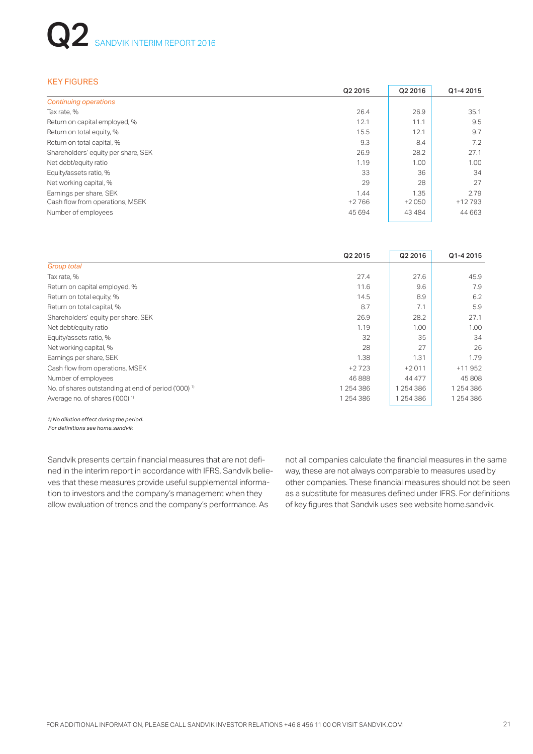## KEY FIGURES

| | Q2 2015 | Q2 2016 | Q1-4 2015 |
|---|---|---|---|
| *Continuing operations* | | | |
| Tax rate, % | 26.4 | 26.9 | 35.1 |
| Return on capital employed, % | 12.1 | 11.1 | 9.5 |
| Return on total equity, % | 15.5 | 12.1 | 9.7 |
| Return on total capital, % | 9.3 | 8.4 | 7.2 |
| Shareholders' equity per share, SEK | 26.9 | 28.2 | 27.1 |
| Net debt/equity ratio | 1.19 | 1.00 | 1.00 |
| Equity/assets ratio, % | 33 | 36 | 34 |
| Net working capital, % | 29 | 28 | 27 |
| Earnings per share, SEK | 1.44 | 1.35 | 2.79 |
| Cash flow from operations, MSEK | +2 766 | +2 050 | +12 793 |
| Number of employees | 45 694 | 43 484 | 44 663 |

| | Q2 2015 | Q2 2016 | Q1-4 2015 |
|---|---|---|---|
| *Group total* | | | |
| Tax rate, % | 27.4 | 27.6 | 45.9 |
| Return on capital employed, % | 11.6 | 9.6 | 7.9 |
| Return on total equity, % | 14.5 | 8.9 | 6.2 |
| Return on total capital, % | 8.7 | 7.1 | 5.9 |
| Shareholders' equity per share, SEK | 26.9 | 28.2 | 27.1 |
| Net debt/equity ratio | 1.19 | 1.00 | 1.00 |
| Equity/assets ratio, % | 32 | 35 | 34 |
| Net working capital, % | 28 | 27 | 26 |
| Earnings per share, SEK | 1.38 | 1.31 | 1.79 |
| Cash flow from operations, MSEK | +2 723 | +2 011 | +11 952 |
| Number of employees | 46 888 | 44 477 | 45 808 |
| No. of shares outstanding at end of period ('000) [1] | 1 254 386 | 1 254 386 | 1 254 386 |
| Average no. of shares ('000) [1] | 1 254 386 | 1 254 386 | 1 254 386 |

*1) No dilution effect during the period.*
*For definitions see home.sandvik*

Sandvik presents certain financial measures that are not defined in the interim report in accordance with IFRS. Sandvik believes that these measures provide useful supplemental information to investors and the company's management when they allow evaluation of trends and the company's performance. As not all companies calculate the financial measures in the same way, these are not always comparable to measures used by other companies. These financial measures should not be seen as a substitute for measures defined under IFRS. For definitions of key figures that Sandvik uses see website home.sandvik.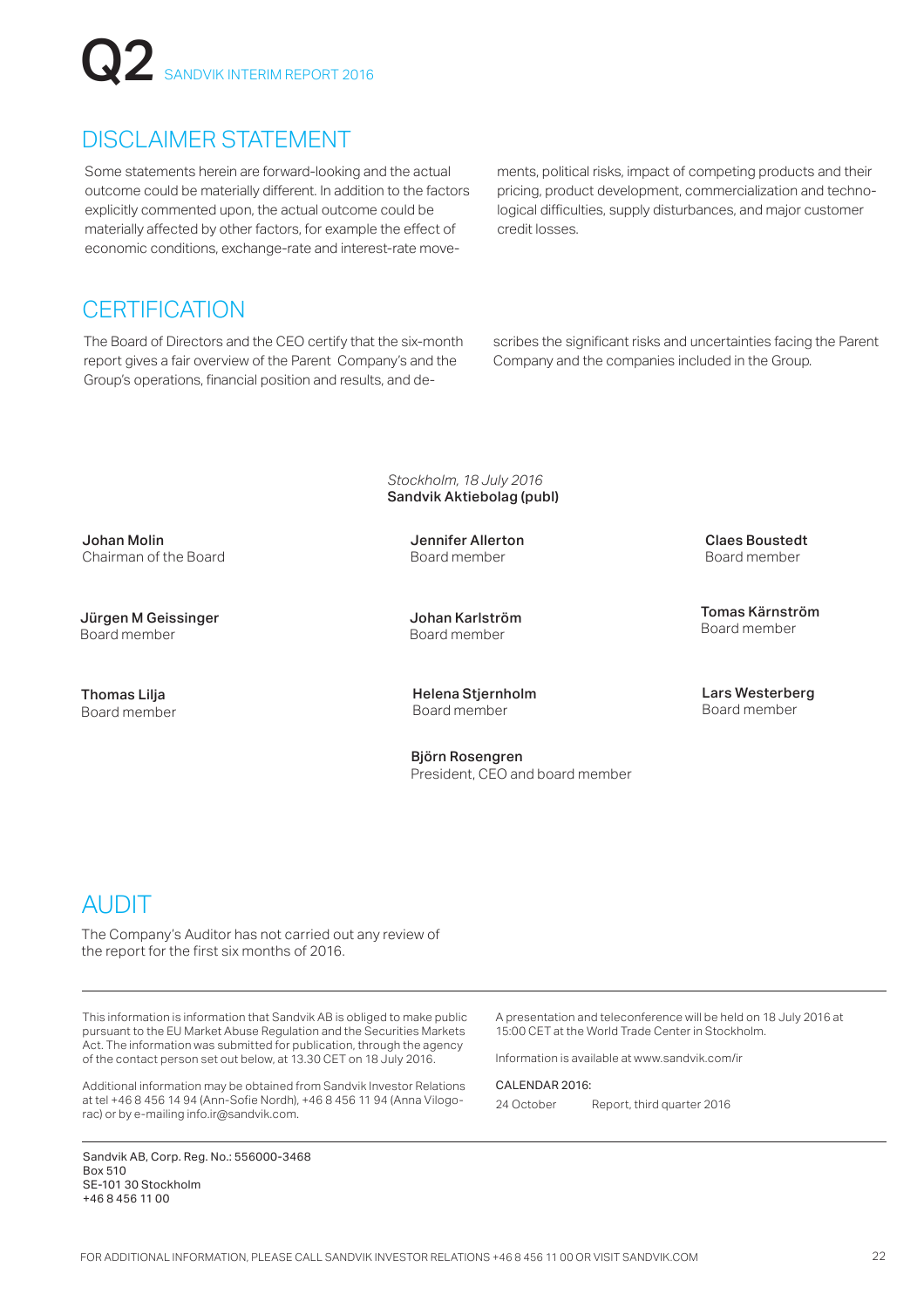## DISCLAIMER STATEMENT

Some statements herein are forward-looking and the actual outcome could be materially different. In addition to the factors explicitly commented upon, the actual outcome could be materially affected by other factors, for example the effect of economic conditions, exchange-rate and interest-rate movements, political risks, impact of competing products and their pricing, product development, commercialization and technological difficulties, supply disturbances, and major customer credit losses.

## CERTIFICATION

The Board of Directors and the CEO certify that the six-month report gives a fair overview of the Parent Company's and the Group's operations, financial position and results, and describes the significant risks and uncertainties facing the Parent Company and the companies included in the Group.

*Stockholm, 18 July 2016*
**Sandvik Aktiebolag (publ)**

**Johan Molin**
Chairman of the Board

**Jennifer Allerton**
Board member

**Claes Boustedt**
Board member

**Jürgen M Geissinger**
Board member

**Johan Karlström**
Board member

**Tomas Kärnström**
Board member

**Thomas Lilja**
Board member

**Helena Stjernholm**
Board member

**Lars Westerberg**
Board member

**Björn Rosengren**
President, CEO and board member

## AUDIT

The Company's Auditor has not carried out any review of the report for the first six months of 2016.

This information is information that Sandvik AB is obliged to make public pursuant to the EU Market Abuse Regulation and the Securities Markets Act. The information was submitted for publication, through the agency of the contact person set out below, at 13.30 CET on 18 July 2016.

Additional information may be obtained from Sandvik Investor Relations at tel +46 8 456 14 94 (Ann-Sofie Nordh), +46 8 456 11 94 (Anna Vilogorac) or by e-mailing info.ir@sandvik.com.

A presentation and teleconference will be held on 18 July 2016 at 15:00 CET at the World Trade Center in Stockholm.

Information is available at www.sandvik.com/ir

CALENDAR 2016:

24 October — Report, third quarter 2016

Sandvik AB, Corp. Reg. No.: 556000-3468
Box 510
SE-101 30 Stockholm
+46 8 456 11 00